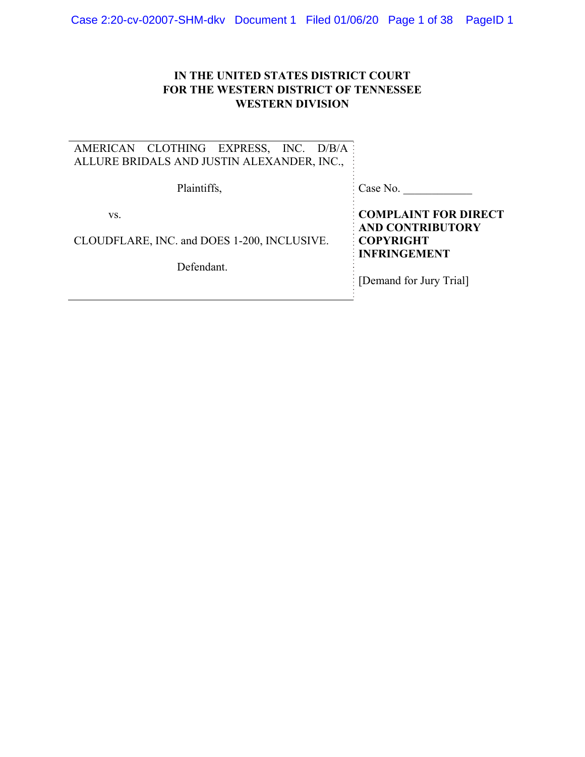# IN THE UNITED STATES DISTRICT COURT FOR THE WESTERN DISTRICT OF TENNESSEE WESTERN DIVISION

AMERICAN CLOTHING EXPRESS, INC. D/B/A ALLURE BRIDALS AND JUSTIN ALEXANDER, INC.,

Plaintiffs,

vs.

CLOUDFLARE, INC. and DOES 1-200, INCLUSIVE.

Defendant.

Case No. ____________

**COMPLAINT FOR DIRECT AND CONTRIBUTORY COPYRIGHT INFRINGEMENT**

[Demand for Jury Trial]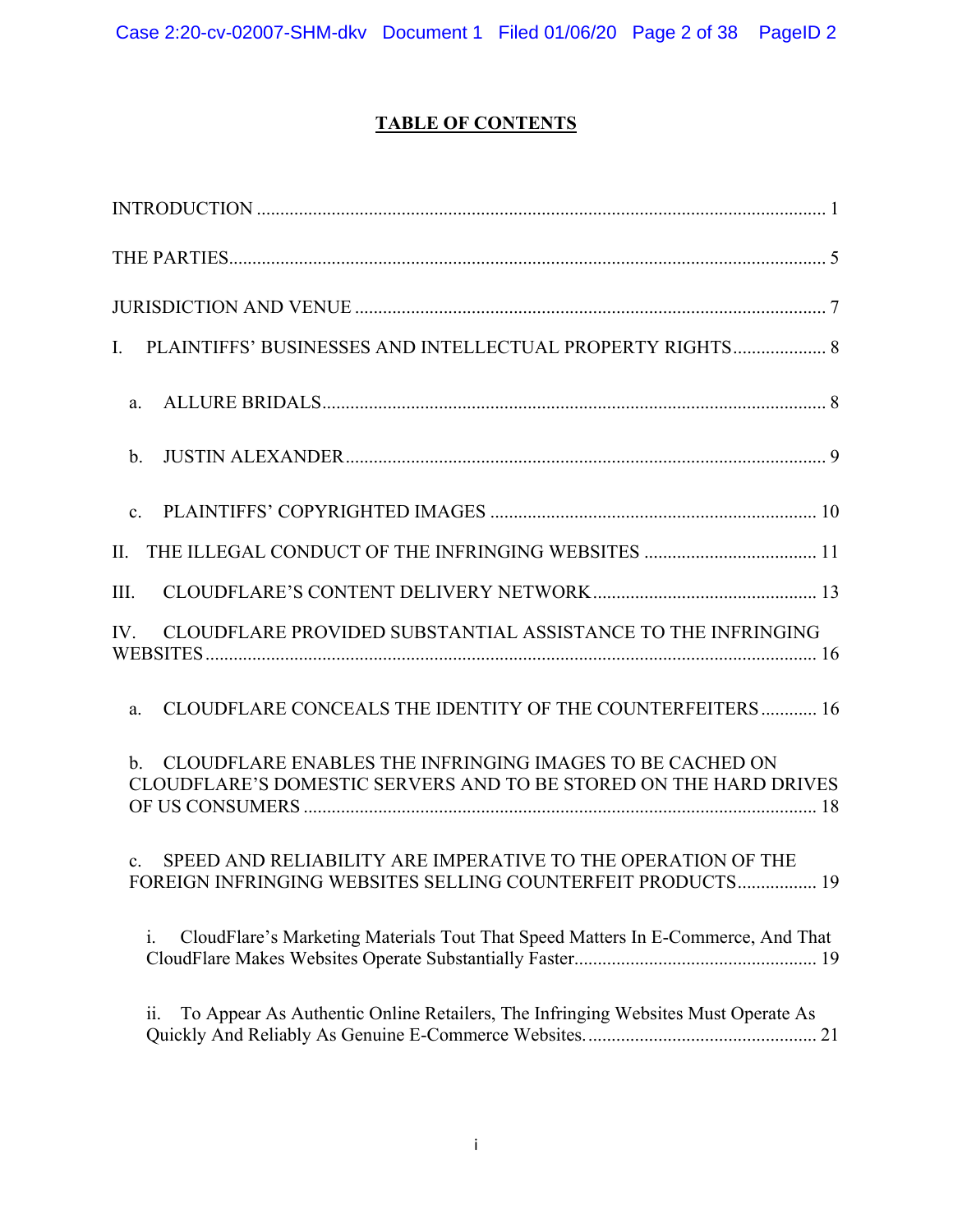# TABLE OF CONTENTS

INTRODUCTION ........................................................................................................................ 1

THE PARTIES.............................................................................................................................. 5

JURISDICTION AND VENUE .................................................................................................... 7

I. PLAINTIFFS' BUSINESSES AND INTELLECTUAL PROPERTY RIGHTS.................... 8

a. ALLURE BRIDALS............................................................................................................ 8

b. JUSTIN ALEXANDER....................................................................................................... 9

c. PLAINTIFFS' COPYRIGHTED IMAGES ..................................................................... 10

II. THE ILLEGAL CONDUCT OF THE INFRINGING WEBSITES ..................................... 11

III. CLOUDFLARE'S CONTENT DELIVERY NETWORK................................................ 13

IV. CLOUDFLARE PROVIDED SUBSTANTIAL ASSISTANCE TO THE INFRINGING WEBSITES .................................................................................................................................. 16

a. CLOUDFLARE CONCEALS THE IDENTITY OF THE COUNTERFEITERS ............ 16

b. CLOUDFLARE ENABLES THE INFRINGING IMAGES TO BE CACHED ON CLOUDFLARE'S DOMESTIC SERVERS AND TO BE STORED ON THE HARD DRIVES OF US CONSUMERS ............................................................................................................ 18

c. SPEED AND RELIABILITY ARE IMPERATIVE TO THE OPERATION OF THE FOREIGN INFRINGING WEBSITES SELLING COUNTERFEIT PRODUCTS................. 19

i. CloudFlare's Marketing Materials Tout That Speed Matters In E-Commerce, And That CloudFlare Makes Websites Operate Substantially Faster................................................... 19

ii. To Appear As Authentic Online Retailers, The Infringing Websites Must Operate As Quickly And Reliably As Genuine E-Commerce Websites................................................. 21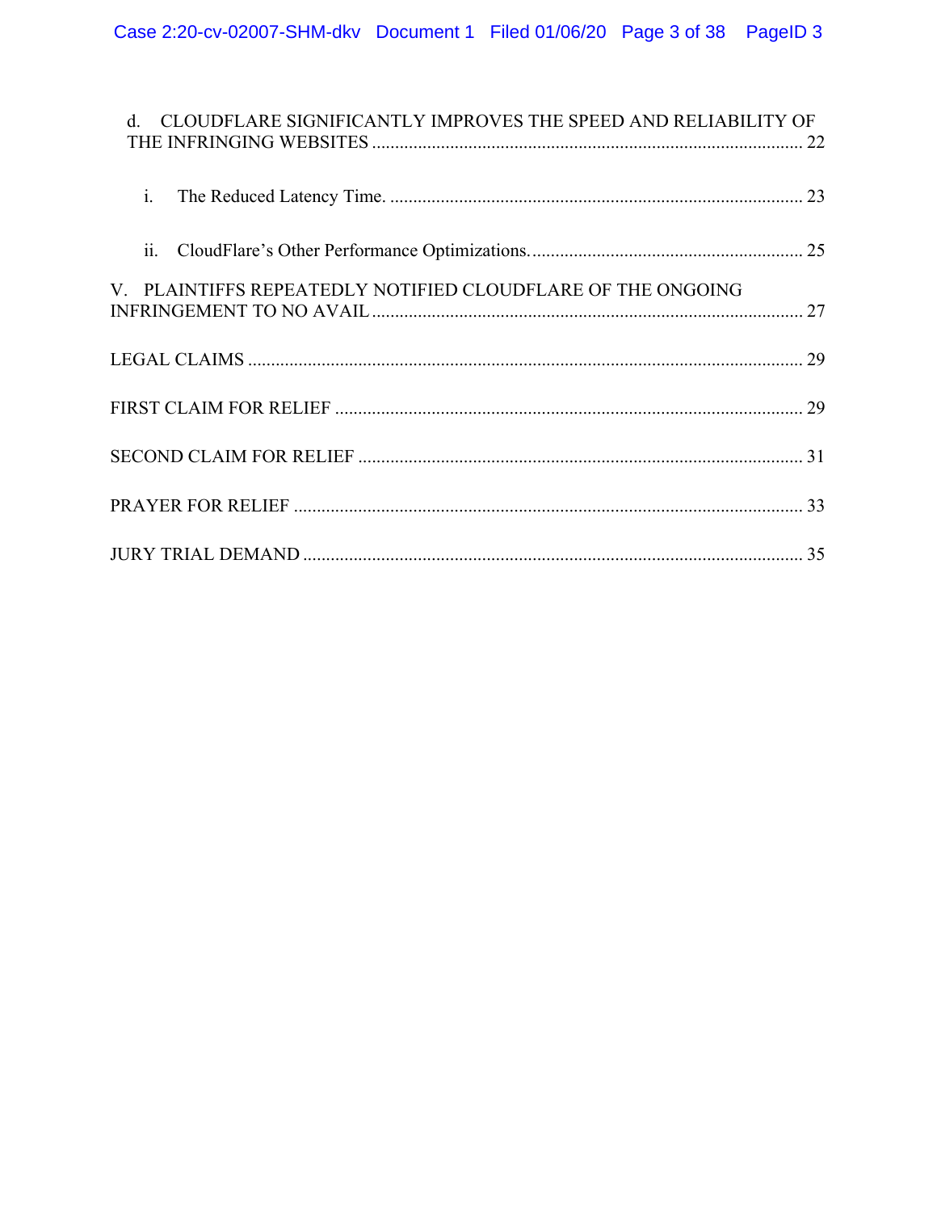d. CLOUDFLARE SIGNIFICANTLY IMPROVES THE SPEED AND RELIABILITY OF THE INFRINGING WEBSITES ............................................................................................................ 22

i. The Reduced Latency Time. ......................................................................................... 23

ii. CloudFlare's Other Performance Optimizations. .......................................................... 25

V. PLAINTIFFS REPEATEDLY NOTIFIED CLOUDFLARE OF THE ONGOING INFRINGEMENT TO NO AVAIL ............................................................................................. 27

LEGAL CLAIMS ....................................................................................................................... 29

FIRST CLAIM FOR RELIEF ..................................................................................................... 29

SECOND CLAIM FOR RELIEF ................................................................................................ 31

PRAYER FOR RELIEF ............................................................................................................. 33

JURY TRIAL DEMAND ........................................................................................................... 35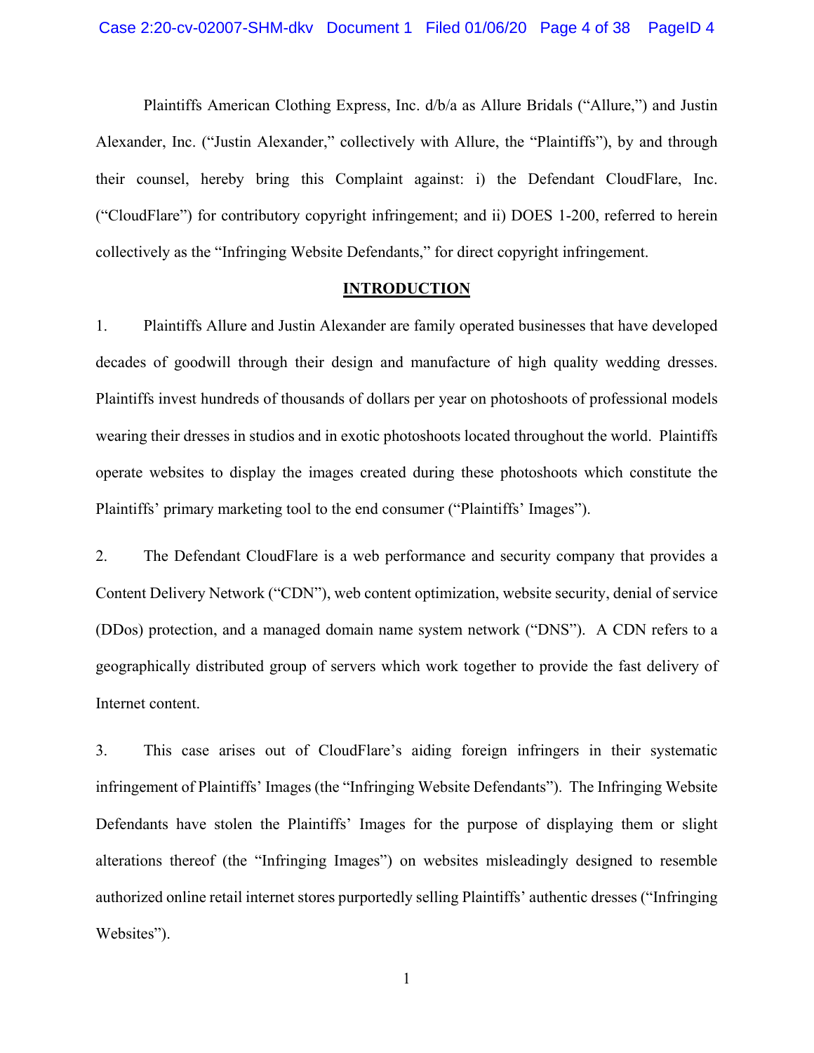Plaintiffs American Clothing Express, Inc. d/b/a as Allure Bridals ("Allure,") and Justin Alexander, Inc. ("Justin Alexander," collectively with Allure, the "Plaintiffs"), by and through their counsel, hereby bring this Complaint against: i) the Defendant CloudFlare, Inc. ("CloudFlare") for contributory copyright infringement; and ii) DOES 1-200, referred to herein collectively as the "Infringing Website Defendants," for direct copyright infringement.

## INTRODUCTION

1. Plaintiffs Allure and Justin Alexander are family operated businesses that have developed decades of goodwill through their design and manufacture of high quality wedding dresses. Plaintiffs invest hundreds of thousands of dollars per year on photoshoots of professional models wearing their dresses in studios and in exotic photoshoots located throughout the world. Plaintiffs operate websites to display the images created during these photoshoots which constitute the Plaintiffs' primary marketing tool to the end consumer ("Plaintiffs' Images").

2. The Defendant CloudFlare is a web performance and security company that provides a Content Delivery Network ("CDN"), web content optimization, website security, denial of service (DDos) protection, and a managed domain name system network ("DNS"). A CDN refers to a geographically distributed group of servers which work together to provide the fast delivery of Internet content.

3. This case arises out of CloudFlare's aiding foreign infringers in their systematic infringement of Plaintiffs' Images (the "Infringing Website Defendants"). The Infringing Website Defendants have stolen the Plaintiffs' Images for the purpose of displaying them or slight alterations thereof (the "Infringing Images") on websites misleadingly designed to resemble authorized online retail internet stores purportedly selling Plaintiffs' authentic dresses ("Infringing Websites").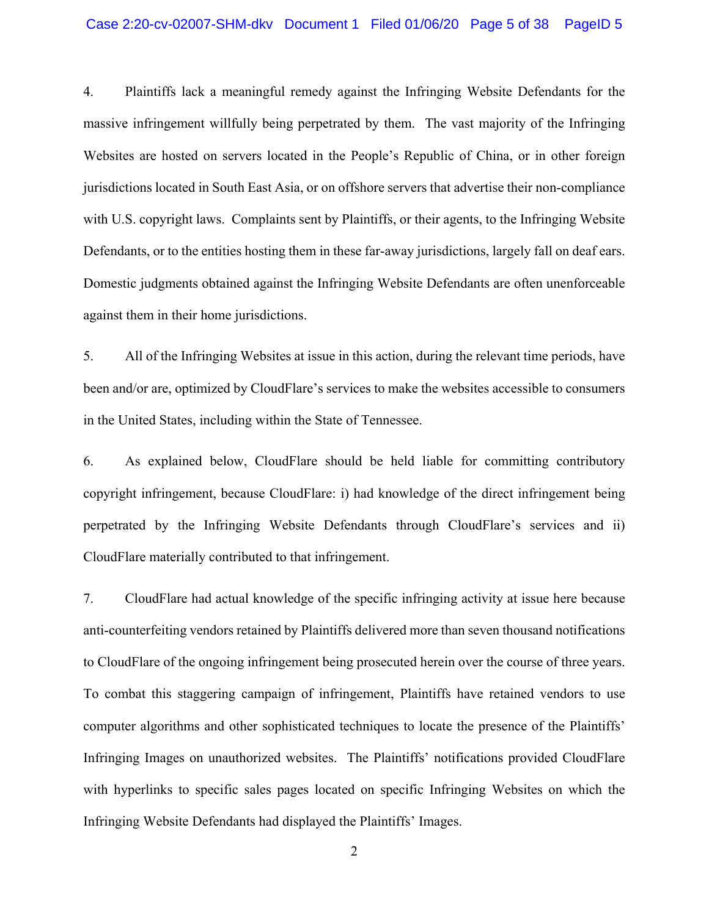4. Plaintiffs lack a meaningful remedy against the Infringing Website Defendants for the massive infringement willfully being perpetrated by them. The vast majority of the Infringing Websites are hosted on servers located in the People's Republic of China, or in other foreign jurisdictions located in South East Asia, or on offshore servers that advertise their non-compliance with U.S. copyright laws. Complaints sent by Plaintiffs, or their agents, to the Infringing Website Defendants, or to the entities hosting them in these far-away jurisdictions, largely fall on deaf ears. Domestic judgments obtained against the Infringing Website Defendants are often unenforceable against them in their home jurisdictions.

5. All of the Infringing Websites at issue in this action, during the relevant time periods, have been and/or are, optimized by CloudFlare's services to make the websites accessible to consumers in the United States, including within the State of Tennessee.

6. As explained below, CloudFlare should be held liable for committing contributory copyright infringement, because CloudFlare: i) had knowledge of the direct infringement being perpetrated by the Infringing Website Defendants through CloudFlare's services and ii) CloudFlare materially contributed to that infringement.

7. CloudFlare had actual knowledge of the specific infringing activity at issue here because anti-counterfeiting vendors retained by Plaintiffs delivered more than seven thousand notifications to CloudFlare of the ongoing infringement being prosecuted herein over the course of three years. To combat this staggering campaign of infringement, Plaintiffs have retained vendors to use computer algorithms and other sophisticated techniques to locate the presence of the Plaintiffs' Infringing Images on unauthorized websites. The Plaintiffs' notifications provided CloudFlare with hyperlinks to specific sales pages located on specific Infringing Websites on which the Infringing Website Defendants had displayed the Plaintiffs' Images.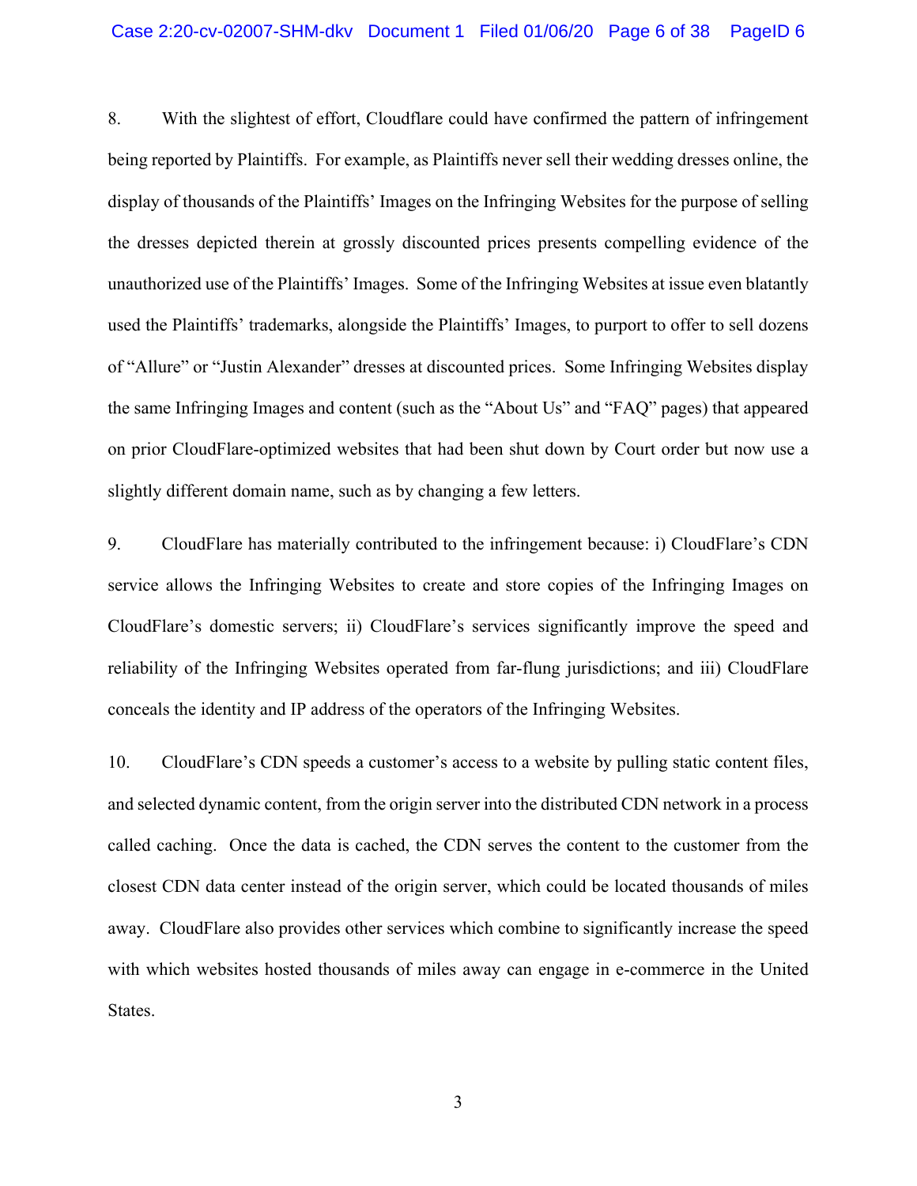8. With the slightest of effort, Cloudflare could have confirmed the pattern of infringement being reported by Plaintiffs. For example, as Plaintiffs never sell their wedding dresses online, the display of thousands of the Plaintiffs' Images on the Infringing Websites for the purpose of selling the dresses depicted therein at grossly discounted prices presents compelling evidence of the unauthorized use of the Plaintiffs' Images. Some of the Infringing Websites at issue even blatantly used the Plaintiffs' trademarks, alongside the Plaintiffs' Images, to purport to offer to sell dozens of "Allure" or "Justin Alexander" dresses at discounted prices. Some Infringing Websites display the same Infringing Images and content (such as the "About Us" and "FAQ" pages) that appeared on prior CloudFlare-optimized websites that had been shut down by Court order but now use a slightly different domain name, such as by changing a few letters.

9. CloudFlare has materially contributed to the infringement because: i) CloudFlare's CDN service allows the Infringing Websites to create and store copies of the Infringing Images on CloudFlare's domestic servers; ii) CloudFlare's services significantly improve the speed and reliability of the Infringing Websites operated from far-flung jurisdictions; and iii) CloudFlare conceals the identity and IP address of the operators of the Infringing Websites.

10. CloudFlare's CDN speeds a customer's access to a website by pulling static content files, and selected dynamic content, from the origin server into the distributed CDN network in a process called caching. Once the data is cached, the CDN serves the content to the customer from the closest CDN data center instead of the origin server, which could be located thousands of miles away. CloudFlare also provides other services which combine to significantly increase the speed with which websites hosted thousands of miles away can engage in e-commerce in the United States.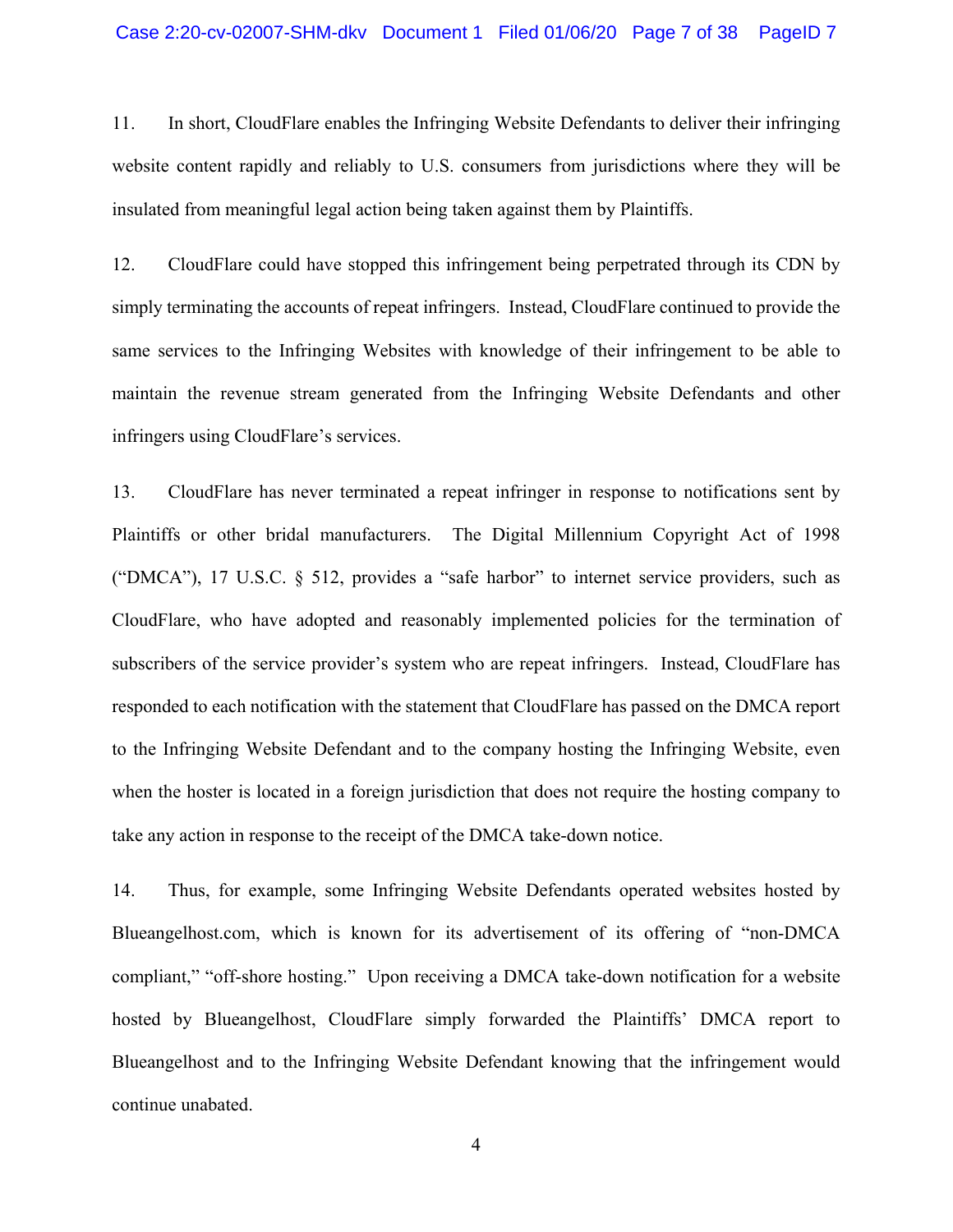11. In short, CloudFlare enables the Infringing Website Defendants to deliver their infringing website content rapidly and reliably to U.S. consumers from jurisdictions where they will be insulated from meaningful legal action being taken against them by Plaintiffs.

12. CloudFlare could have stopped this infringement being perpetrated through its CDN by simply terminating the accounts of repeat infringers. Instead, CloudFlare continued to provide the same services to the Infringing Websites with knowledge of their infringement to be able to maintain the revenue stream generated from the Infringing Website Defendants and other infringers using CloudFlare's services.

13. CloudFlare has never terminated a repeat infringer in response to notifications sent by Plaintiffs or other bridal manufacturers. The Digital Millennium Copyright Act of 1998 ("DMCA"), 17 U.S.C. § 512, provides a "safe harbor" to internet service providers, such as CloudFlare, who have adopted and reasonably implemented policies for the termination of subscribers of the service provider's system who are repeat infringers. Instead, CloudFlare has responded to each notification with the statement that CloudFlare has passed on the DMCA report to the Infringing Website Defendant and to the company hosting the Infringing Website, even when the hoster is located in a foreign jurisdiction that does not require the hosting company to take any action in response to the receipt of the DMCA take-down notice.

14. Thus, for example, some Infringing Website Defendants operated websites hosted by Blueangelhost.com, which is known for its advertisement of its offering of "non-DMCA compliant," "off-shore hosting." Upon receiving a DMCA take-down notification for a website hosted by Blueangelhost, CloudFlare simply forwarded the Plaintiffs' DMCA report to Blueangelhost and to the Infringing Website Defendant knowing that the infringement would continue unabated.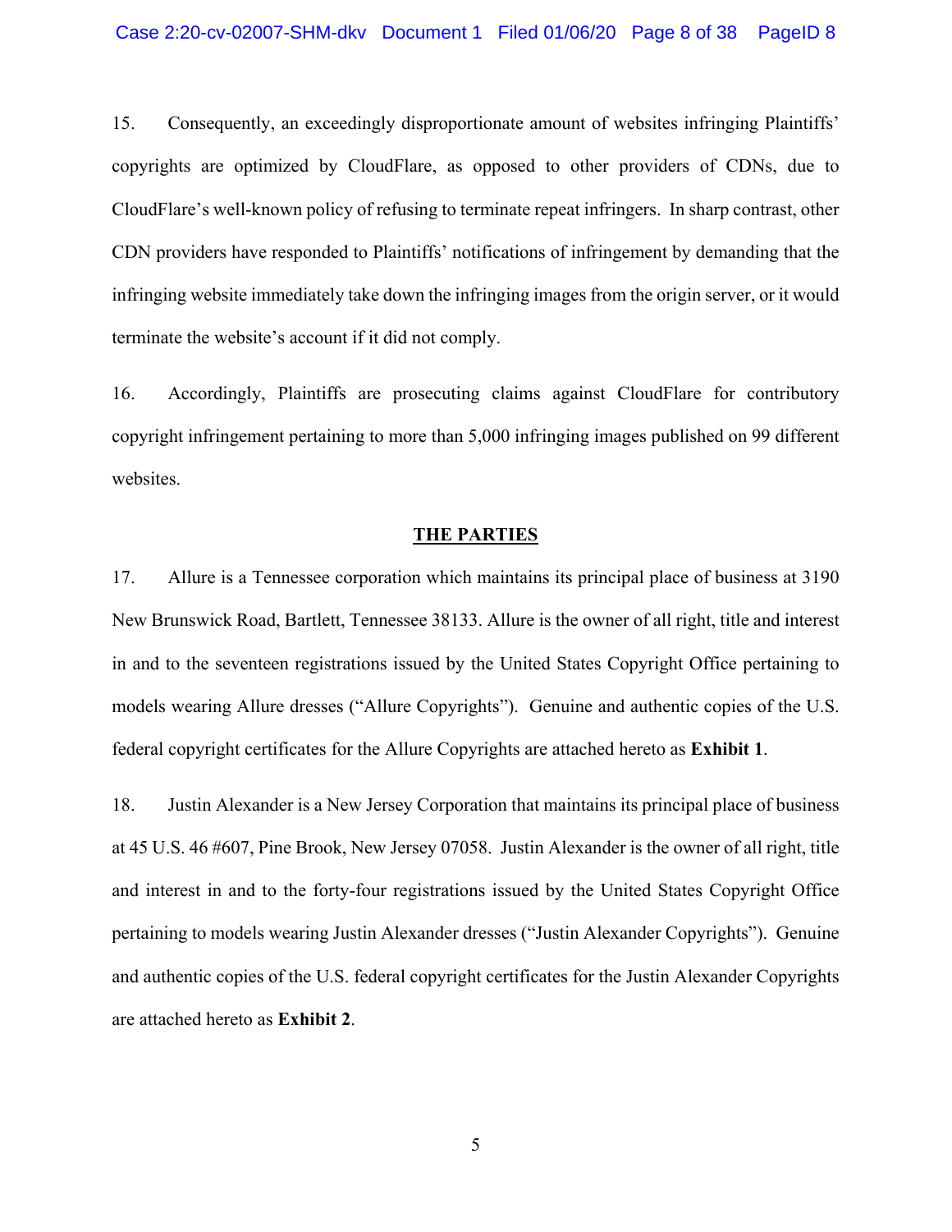15. Consequently, an exceedingly disproportionate amount of websites infringing Plaintiffs' copyrights are optimized by CloudFlare, as opposed to other providers of CDNs, due to CloudFlare's well-known policy of refusing to terminate repeat infringers. In sharp contrast, other CDN providers have responded to Plaintiffs' notifications of infringement by demanding that the infringing website immediately take down the infringing images from the origin server, or it would terminate the website's account if it did not comply.

16. Accordingly, Plaintiffs are prosecuting claims against CloudFlare for contributory copyright infringement pertaining to more than 5,000 infringing images published on 99 different websites.

## THE PARTIES

17. Allure is a Tennessee corporation which maintains its principal place of business at 3190 New Brunswick Road, Bartlett, Tennessee 38133. Allure is the owner of all right, title and interest in and to the seventeen registrations issued by the United States Copyright Office pertaining to models wearing Allure dresses ("Allure Copyrights"). Genuine and authentic copies of the U.S. federal copyright certificates for the Allure Copyrights are attached hereto as **Exhibit 1**.

18. Justin Alexander is a New Jersey Corporation that maintains its principal place of business at 45 U.S. 46 #607, Pine Brook, New Jersey 07058. Justin Alexander is the owner of all right, title and interest in and to the forty-four registrations issued by the United States Copyright Office pertaining to models wearing Justin Alexander dresses ("Justin Alexander Copyrights"). Genuine and authentic copies of the U.S. federal copyright certificates for the Justin Alexander Copyrights are attached hereto as **Exhibit 2**.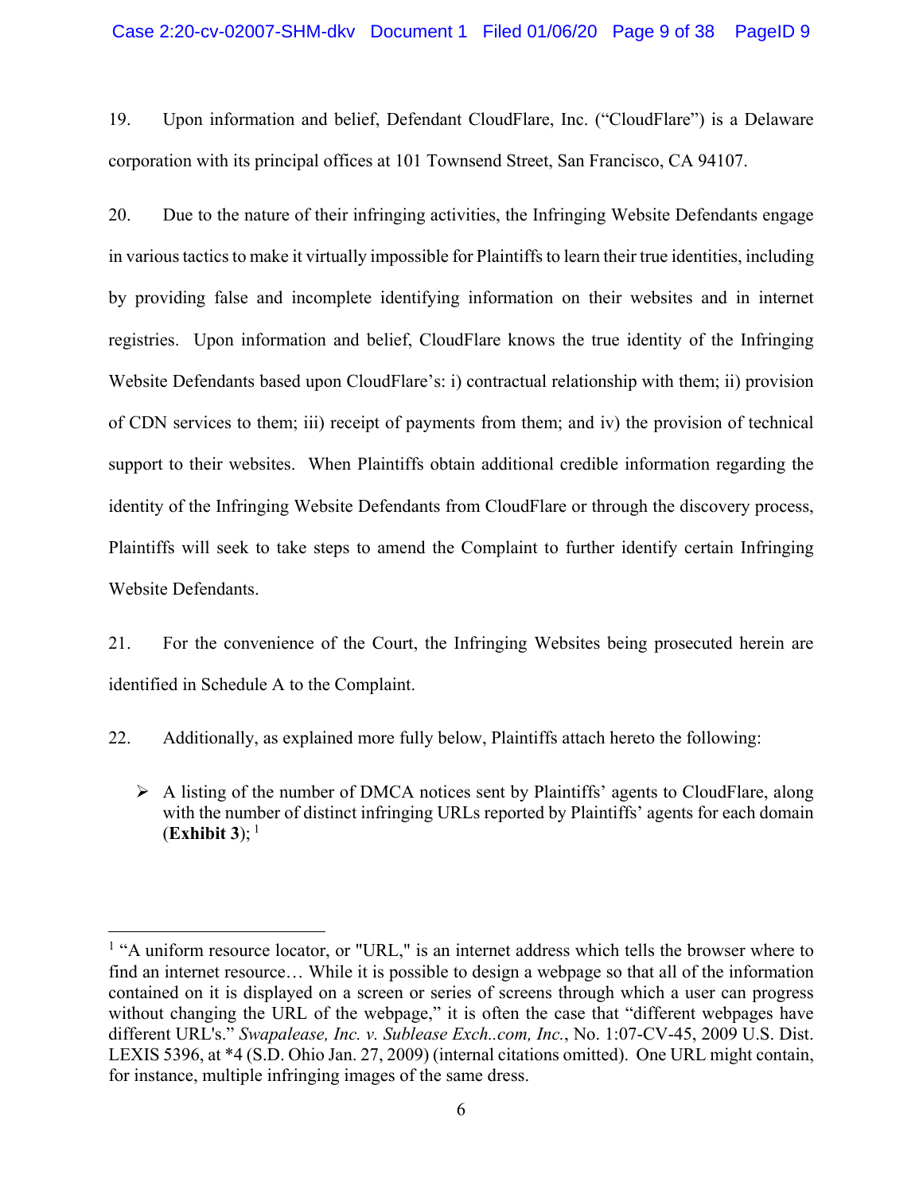19. Upon information and belief, Defendant CloudFlare, Inc. ("CloudFlare") is a Delaware corporation with its principal offices at 101 Townsend Street, San Francisco, CA 94107.

20. Due to the nature of their infringing activities, the Infringing Website Defendants engage in various tactics to make it virtually impossible for Plaintiffs to learn their true identities, including by providing false and incomplete identifying information on their websites and in internet registries. Upon information and belief, CloudFlare knows the true identity of the Infringing Website Defendants based upon CloudFlare's: i) contractual relationship with them; ii) provision of CDN services to them; iii) receipt of payments from them; and iv) the provision of technical support to their websites. When Plaintiffs obtain additional credible information regarding the identity of the Infringing Website Defendants from CloudFlare or through the discovery process, Plaintiffs will seek to take steps to amend the Complaint to further identify certain Infringing Website Defendants.

21. For the convenience of the Court, the Infringing Websites being prosecuted herein are identified in Schedule A to the Complaint.

22. Additionally, as explained more fully below, Plaintiffs attach hereto the following:

- A listing of the number of DMCA notices sent by Plaintiffs' agents to CloudFlare, along with the number of distinct infringing URLs reported by Plaintiffs' agents for each domain (**Exhibit 3**); [1]

---

[1] "A uniform resource locator, or "URL," is an internet address which tells the browser where to find an internet resource… While it is possible to design a webpage so that all of the information contained on it is displayed on a screen or series of screens through which a user can progress without changing the URL of the webpage," it is often the case that "different webpages have different URL's." *Swapalease, Inc. v. Sublease Exch..com, Inc.*, No. 1:07-CV-45, 2009 U.S. Dist. LEXIS 5396, at *4 (S.D. Ohio Jan. 27, 2009) (internal citations omitted). One URL might contain, for instance, multiple infringing images of the same dress.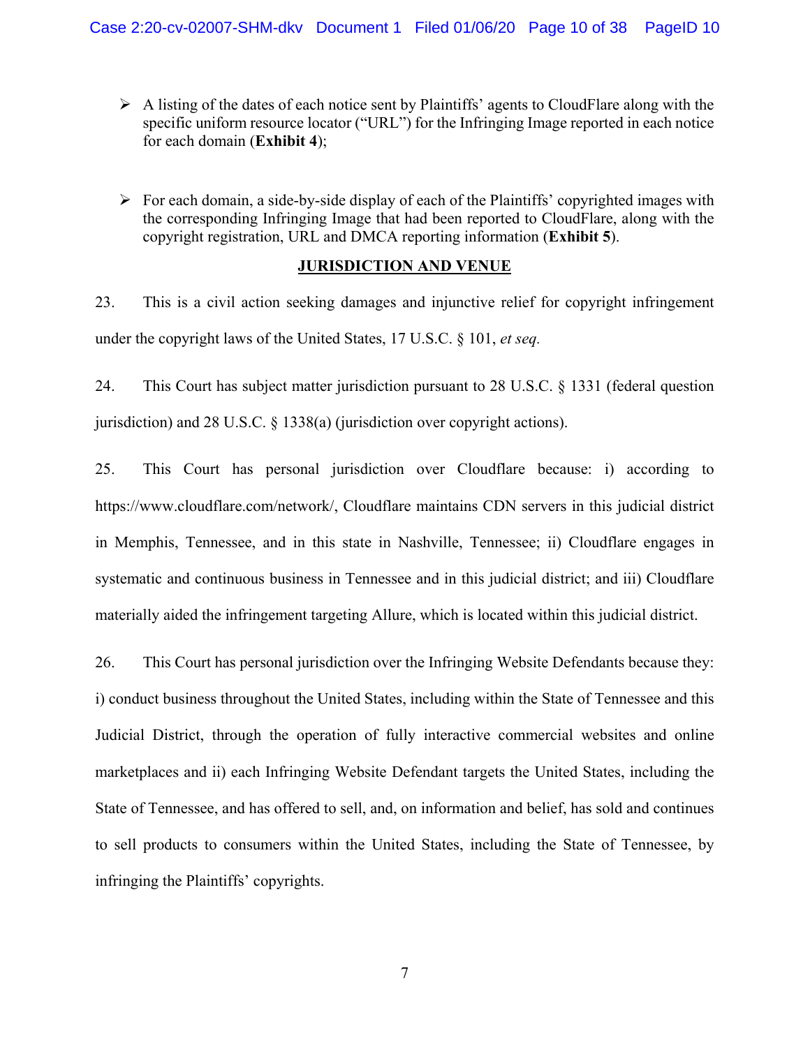- A listing of the dates of each notice sent by Plaintiffs' agents to CloudFlare along with the specific uniform resource locator ("URL") for the Infringing Image reported in each notice for each domain (**Exhibit 4**);

- For each domain, a side-by-side display of each of the Plaintiffs' copyrighted images with the corresponding Infringing Image that had been reported to CloudFlare, along with the copyright registration, URL and DMCA reporting information (**Exhibit 5**).

## JURISDICTION AND VENUE

23. This is a civil action seeking damages and injunctive relief for copyright infringement under the copyright laws of the United States, 17 U.S.C. § 101, *et seq.*

24. This Court has subject matter jurisdiction pursuant to 28 U.S.C. § 1331 (federal question jurisdiction) and 28 U.S.C. § 1338(a) (jurisdiction over copyright actions).

25. This Court has personal jurisdiction over Cloudflare because: i) according to https://www.cloudflare.com/network/, Cloudflare maintains CDN servers in this judicial district in Memphis, Tennessee, and in this state in Nashville, Tennessee; ii) Cloudflare engages in systematic and continuous business in Tennessee and in this judicial district; and iii) Cloudflare materially aided the infringement targeting Allure, which is located within this judicial district.

26. This Court has personal jurisdiction over the Infringing Website Defendants because they: i) conduct business throughout the United States, including within the State of Tennessee and this Judicial District, through the operation of fully interactive commercial websites and online marketplaces and ii) each Infringing Website Defendant targets the United States, including the State of Tennessee, and has offered to sell, and, on information and belief, has sold and continues to sell products to consumers within the United States, including the State of Tennessee, by infringing the Plaintiffs' copyrights.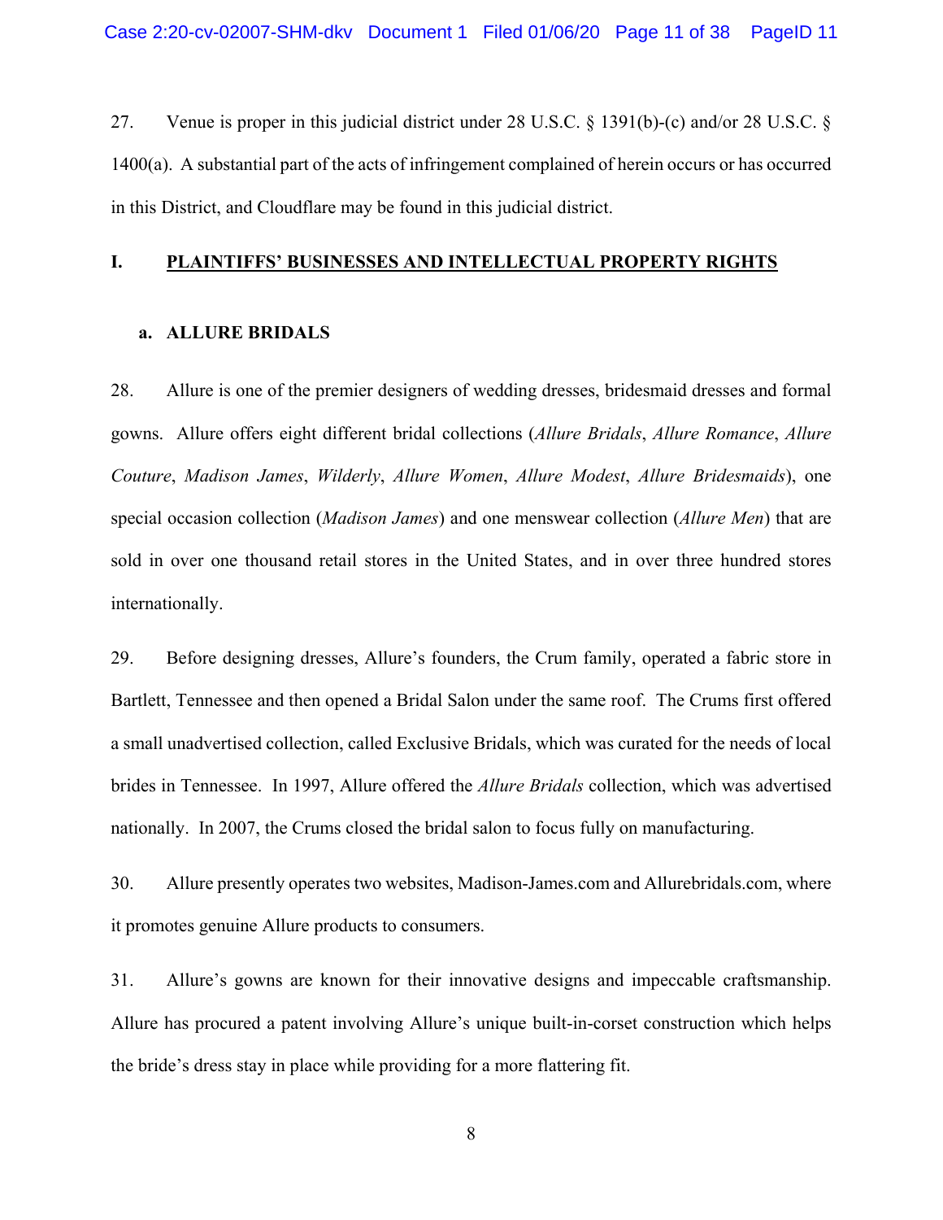27. Venue is proper in this judicial district under 28 U.S.C. § 1391(b)-(c) and/or 28 U.S.C. § 1400(a). A substantial part of the acts of infringement complained of herein occurs or has occurred in this District, and Cloudflare may be found in this judicial district.

## I. PLAINTIFFS' BUSINESSES AND INTELLECTUAL PROPERTY RIGHTS

### a. ALLURE BRIDALS

28. Allure is one of the premier designers of wedding dresses, bridesmaid dresses and formal gowns. Allure offers eight different bridal collections (*Allure Bridals*, *Allure Romance*, *Allure Couture*, *Madison James*, *Wilderly*, *Allure Women*, *Allure Modest*, *Allure Bridesmaids*), one special occasion collection (*Madison James*) and one menswear collection (*Allure Men*) that are sold in over one thousand retail stores in the United States, and in over three hundred stores internationally.

29. Before designing dresses, Allure's founders, the Crum family, operated a fabric store in Bartlett, Tennessee and then opened a Bridal Salon under the same roof. The Crums first offered a small unadvertised collection, called Exclusive Bridals, which was curated for the needs of local brides in Tennessee. In 1997, Allure offered the *Allure Bridals* collection, which was advertised nationally. In 2007, the Crums closed the bridal salon to focus fully on manufacturing.

30. Allure presently operates two websites, Madison-James.com and Allurebridals.com, where it promotes genuine Allure products to consumers.

31. Allure's gowns are known for their innovative designs and impeccable craftsmanship. Allure has procured a patent involving Allure's unique built-in-corset construction which helps the bride's dress stay in place while providing for a more flattering fit.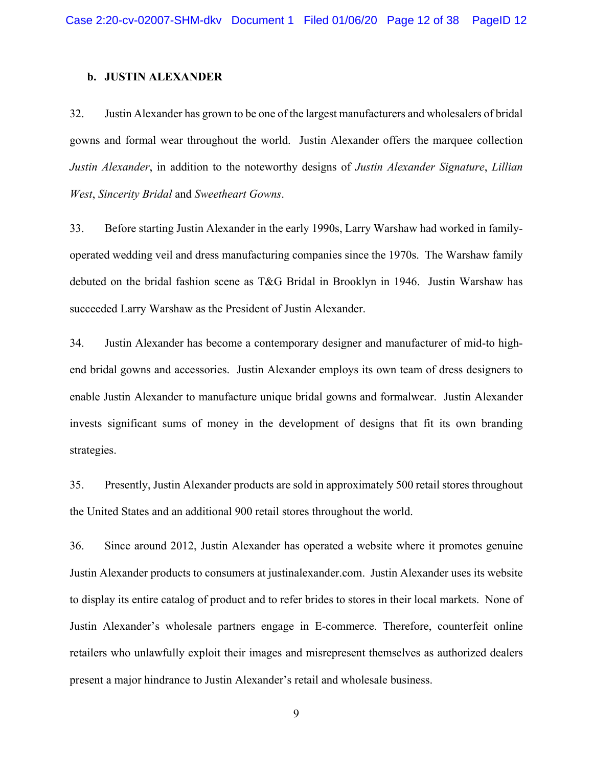### b. JUSTIN ALEXANDER

32. Justin Alexander has grown to be one of the largest manufacturers and wholesalers of bridal gowns and formal wear throughout the world. Justin Alexander offers the marquee collection *Justin Alexander*, in addition to the noteworthy designs of *Justin Alexander Signature*, *Lillian West*, *Sincerity Bridal* and *Sweetheart Gowns*.

33. Before starting Justin Alexander in the early 1990s, Larry Warshaw had worked in family-operated wedding veil and dress manufacturing companies since the 1970s. The Warshaw family debuted on the bridal fashion scene as T&G Bridal in Brooklyn in 1946. Justin Warshaw has succeeded Larry Warshaw as the President of Justin Alexander.

34. Justin Alexander has become a contemporary designer and manufacturer of mid-to high-end bridal gowns and accessories. Justin Alexander employs its own team of dress designers to enable Justin Alexander to manufacture unique bridal gowns and formalwear. Justin Alexander invests significant sums of money in the development of designs that fit its own branding strategies.

35. Presently, Justin Alexander products are sold in approximately 500 retail stores throughout the United States and an additional 900 retail stores throughout the world.

36. Since around 2012, Justin Alexander has operated a website where it promotes genuine Justin Alexander products to consumers at justinalexander.com. Justin Alexander uses its website to display its entire catalog of product and to refer brides to stores in their local markets. None of Justin Alexander's wholesale partners engage in E-commerce. Therefore, counterfeit online retailers who unlawfully exploit their images and misrepresent themselves as authorized dealers present a major hindrance to Justin Alexander's retail and wholesale business.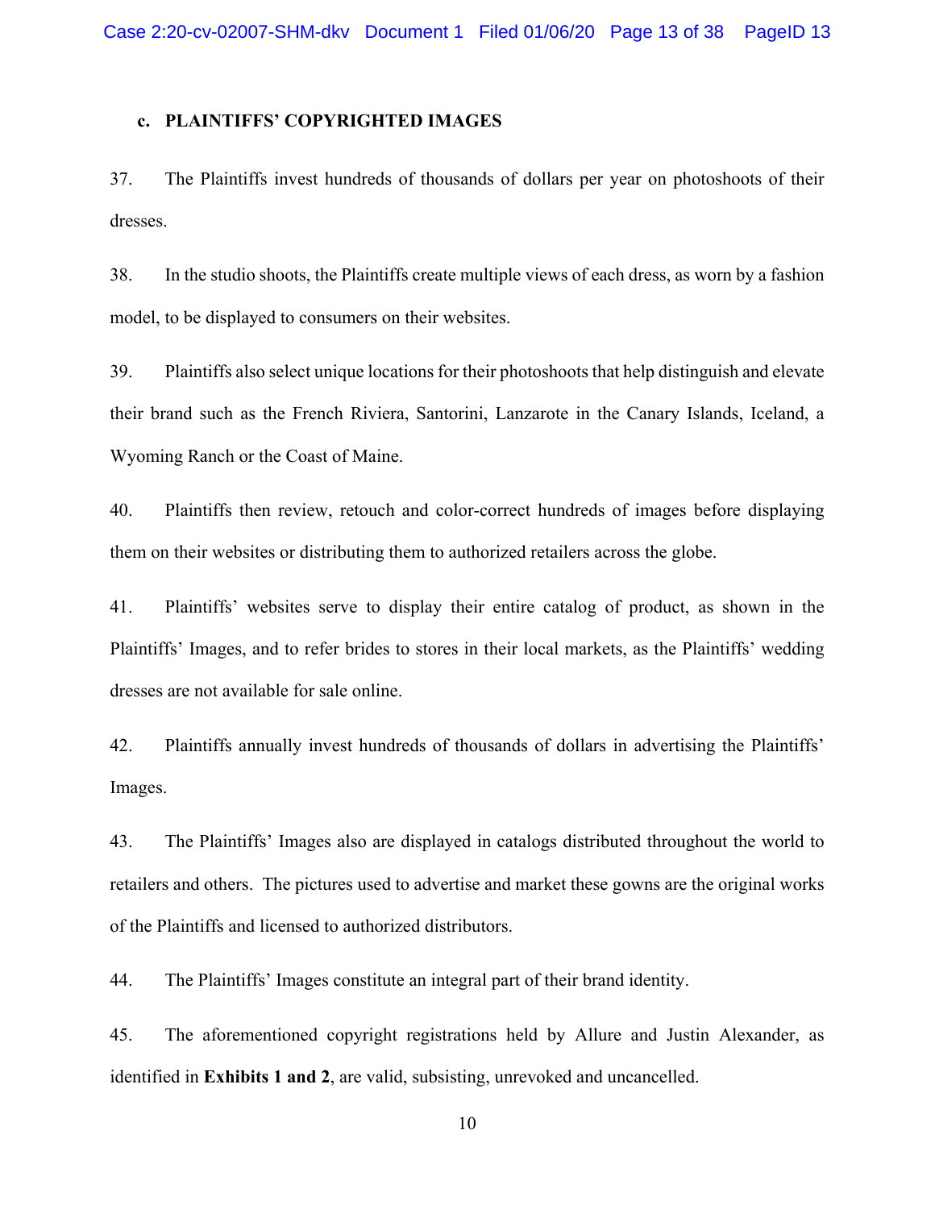### c. PLAINTIFFS' COPYRIGHTED IMAGES

37. The Plaintiffs invest hundreds of thousands of dollars per year on photoshoots of their dresses.

38. In the studio shoots, the Plaintiffs create multiple views of each dress, as worn by a fashion model, to be displayed to consumers on their websites.

39. Plaintiffs also select unique locations for their photoshoots that help distinguish and elevate their brand such as the French Riviera, Santorini, Lanzarote in the Canary Islands, Iceland, a Wyoming Ranch or the Coast of Maine.

40. Plaintiffs then review, retouch and color-correct hundreds of images before displaying them on their websites or distributing them to authorized retailers across the globe.

41. Plaintiffs' websites serve to display their entire catalog of product, as shown in the Plaintiffs' Images, and to refer brides to stores in their local markets, as the Plaintiffs' wedding dresses are not available for sale online.

42. Plaintiffs annually invest hundreds of thousands of dollars in advertising the Plaintiffs' Images.

43. The Plaintiffs' Images also are displayed in catalogs distributed throughout the world to retailers and others. The pictures used to advertise and market these gowns are the original works of the Plaintiffs and licensed to authorized distributors.

44. The Plaintiffs' Images constitute an integral part of their brand identity.

45. The aforementioned copyright registrations held by Allure and Justin Alexander, as identified in **Exhibits 1 and 2**, are valid, subsisting, unrevoked and uncancelled.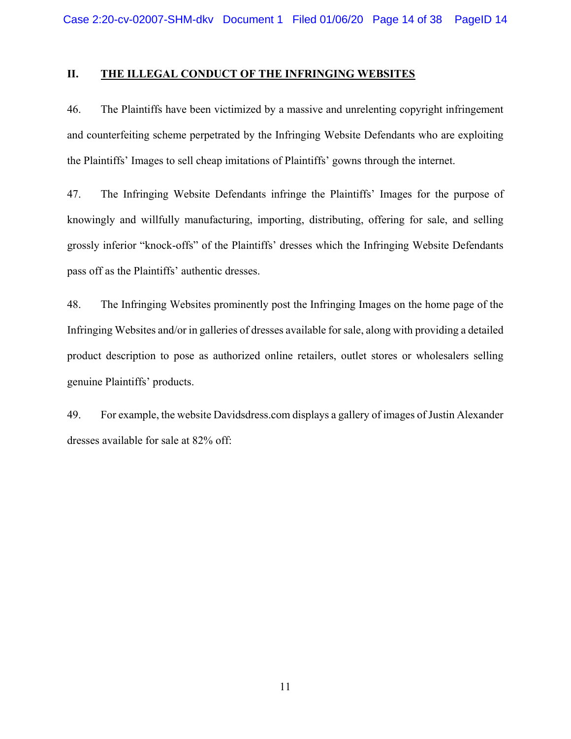## II. THE ILLEGAL CONDUCT OF THE INFRINGING WEBSITES

46. The Plaintiffs have been victimized by a massive and unrelenting copyright infringement and counterfeiting scheme perpetrated by the Infringing Website Defendants who are exploiting the Plaintiffs' Images to sell cheap imitations of Plaintiffs' gowns through the internet.

47. The Infringing Website Defendants infringe the Plaintiffs' Images for the purpose of knowingly and willfully manufacturing, importing, distributing, offering for sale, and selling grossly inferior "knock-offs" of the Plaintiffs' dresses which the Infringing Website Defendants pass off as the Plaintiffs' authentic dresses.

48. The Infringing Websites prominently post the Infringing Images on the home page of the Infringing Websites and/or in galleries of dresses available for sale, along with providing a detailed product description to pose as authorized online retailers, outlet stores or wholesalers selling genuine Plaintiffs' products.

49. For example, the website Davidsdress.com displays a gallery of images of Justin Alexander dresses available for sale at 82% off: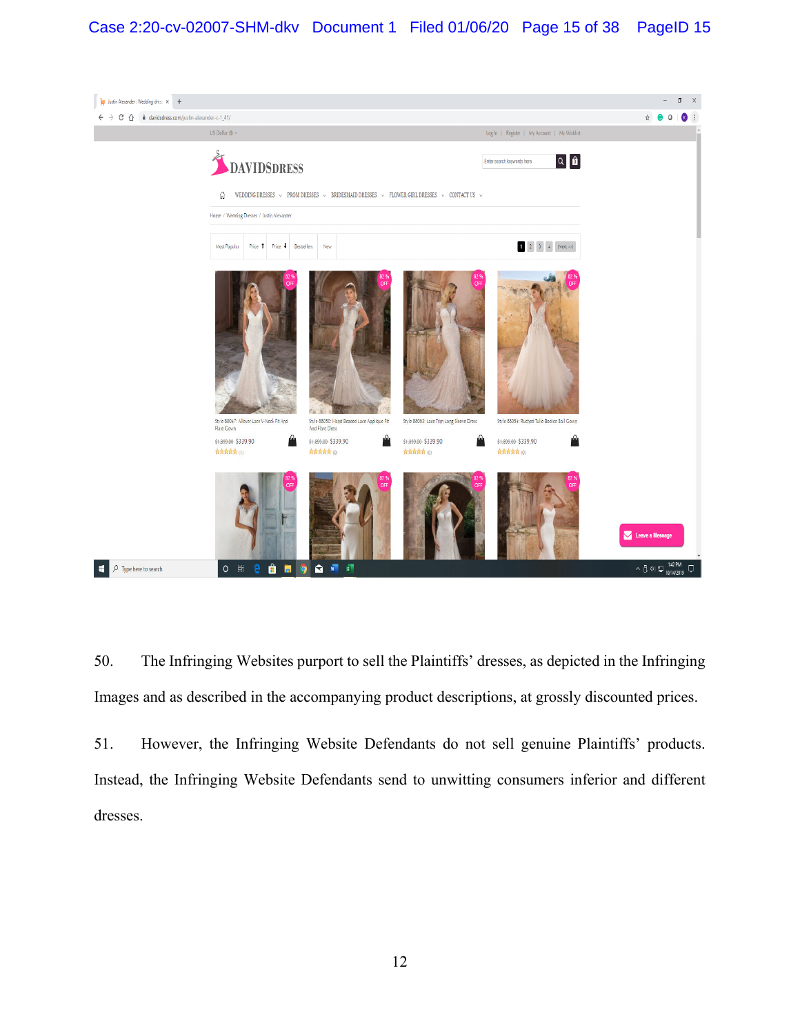50. The Infringing Websites purport to sell the Plaintiffs' dresses, as depicted in the Infringing Images and as described in the accompanying product descriptions, at grossly discounted prices.

51. However, the Infringing Website Defendants do not sell genuine Plaintiffs' products. Instead, the Infringing Website Defendants send to unwitting consumers inferior and different dresses.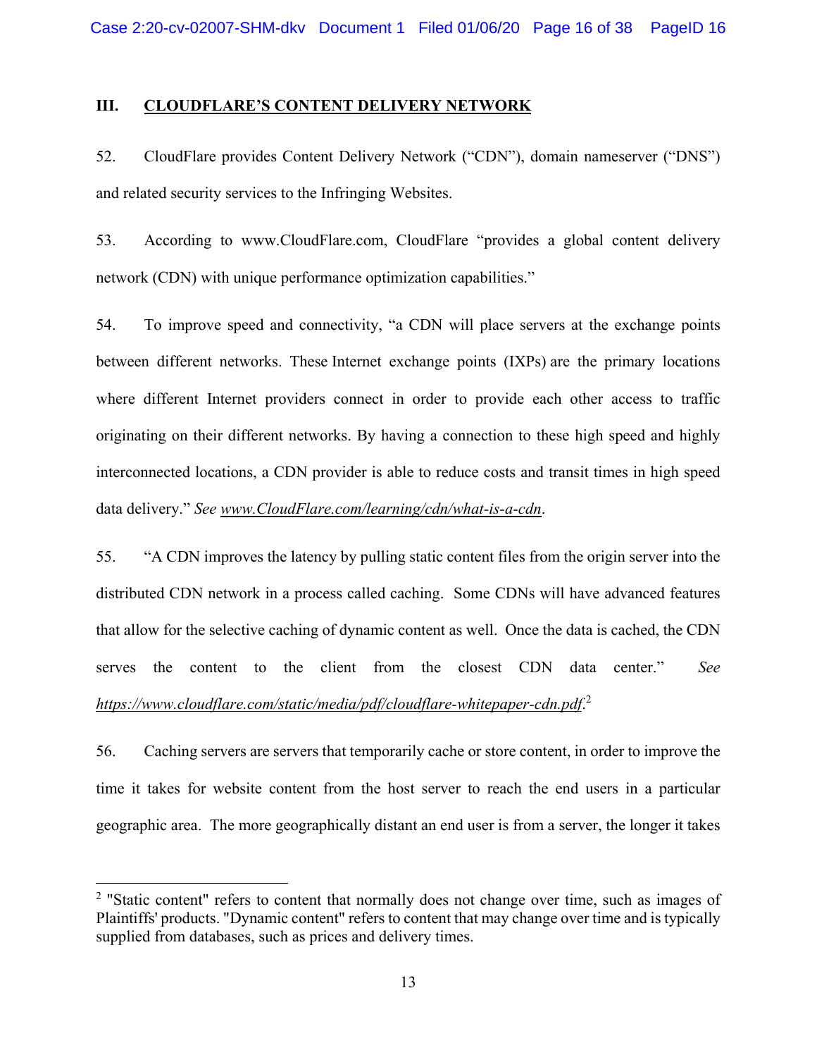## III. <u>CLOUDFLARE'S CONTENT DELIVERY NETWORK</u>

52. CloudFlare provides Content Delivery Network ("CDN"), domain nameserver ("DNS") and related security services to the Infringing Websites.

53. According to www.CloudFlare.com, CloudFlare "provides a global content delivery network (CDN) with unique performance optimization capabilities."

54. To improve speed and connectivity, "a CDN will place servers at the exchange points between different networks. These Internet exchange points (IXPs) are the primary locations where different Internet providers connect in order to provide each other access to traffic originating on their different networks. By having a connection to these high speed and highly interconnected locations, a CDN provider is able to reduce costs and transit times in high speed data delivery." *See* <u>www.CloudFlare.com/learning/cdn/what-is-a-cdn</u>.

55. "A CDN improves the latency by pulling static content files from the origin server into the distributed CDN network in a process called caching. Some CDNs will have advanced features that allow for the selective caching of dynamic content as well. Once the data is cached, the CDN serves the content to the client from the closest CDN data center." *See* *<u>https://www.cloudflare.com/static/media/pdf/cloudflare-whitepaper-cdn.pdf</u>*.[2]

56. Caching servers are servers that temporarily cache or store content, in order to improve the time it takes for website content from the host server to reach the end users in a particular geographic area. The more geographically distant an end user is from a server, the longer it takes

---

[2] "Static content" refers to content that normally does not change over time, such as images of Plaintiffs' products. "Dynamic content" refers to content that may change over time and is typically supplied from databases, such as prices and delivery times.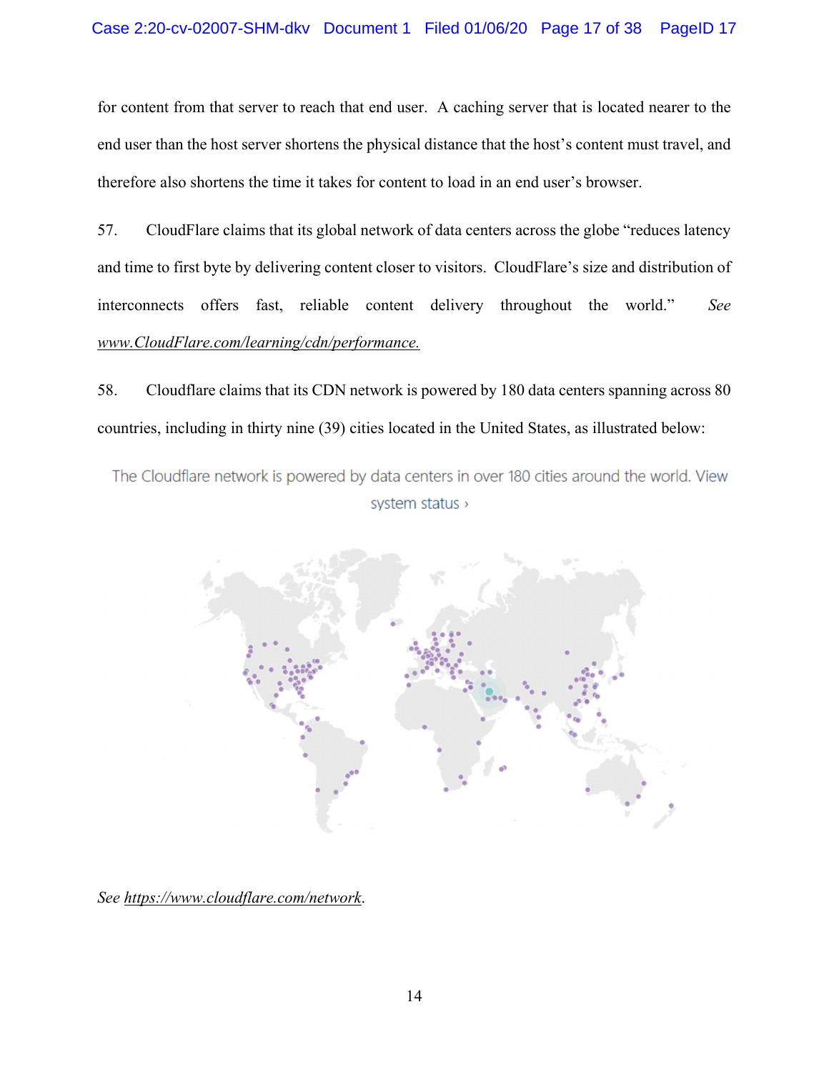for content from that server to reach that end user. A caching server that is located nearer to the end user than the host server shortens the physical distance that the host's content must travel, and therefore also shortens the time it takes for content to load in an end user's browser.

57. CloudFlare claims that its global network of data centers across the globe "reduces latency and time to first byte by delivering content closer to visitors. CloudFlare's size and distribution of interconnects offers fast, reliable content delivery throughout the world." *See* www.CloudFlare.com/learning/cdn/performance.

58. Cloudflare claims that its CDN network is powered by 180 data centers spanning across 80 countries, including in thirty nine (39) cities located in the United States, as illustrated below:

The Cloudflare network is powered by data centers in over 180 cities around the world. View system status ›

*See* https://www.cloudflare.com/network.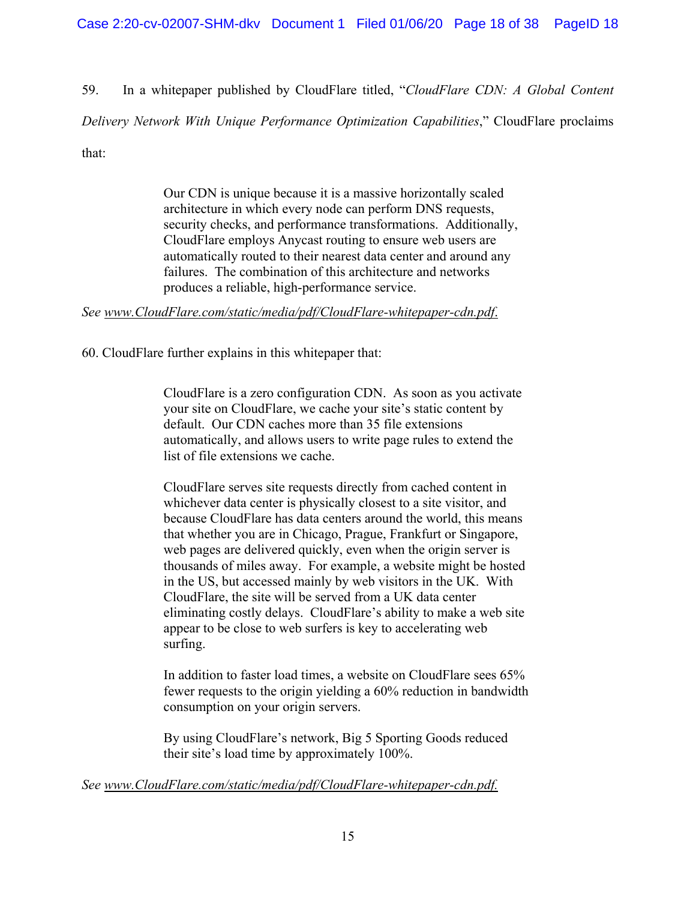59. In a whitepaper published by CloudFlare titled, "*CloudFlare CDN: A Global Content Delivery Network With Unique Performance Optimization Capabilities*," CloudFlare proclaims that:

> Our CDN is unique because it is a massive horizontally scaled architecture in which every node can perform DNS requests, security checks, and performance transformations. Additionally, CloudFlare employs Anycast routing to ensure web users are automatically routed to their nearest data center and around any failures. The combination of this architecture and networks produces a reliable, high-performance service.

*See <u>www.CloudFlare.com/static/media/pdf/CloudFlare-whitepaper-cdn.pdf.</u>*

60. CloudFlare further explains in this whitepaper that:

> CloudFlare is a zero configuration CDN. As soon as you activate your site on CloudFlare, we cache your site's static content by default. Our CDN caches more than 35 file extensions automatically, and allows users to write page rules to extend the list of file extensions we cache.
>
> CloudFlare serves site requests directly from cached content in whichever data center is physically closest to a site visitor, and because CloudFlare has data centers around the world, this means that whether you are in Chicago, Prague, Frankfurt or Singapore, web pages are delivered quickly, even when the origin server is thousands of miles away. For example, a website might be hosted in the US, but accessed mainly by web visitors in the UK. With CloudFlare, the site will be served from a UK data center eliminating costly delays. CloudFlare's ability to make a web site appear to be close to web surfers is key to accelerating web surfing.
>
> In addition to faster load times, a website on CloudFlare sees 65% fewer requests to the origin yielding a 60% reduction in bandwidth consumption on your origin servers.
>
> By using CloudFlare's network, Big 5 Sporting Goods reduced their site's load time by approximately 100%.

*See <u>www.CloudFlare.com/static/media/pdf/CloudFlare-whitepaper-cdn.pdf.</u>*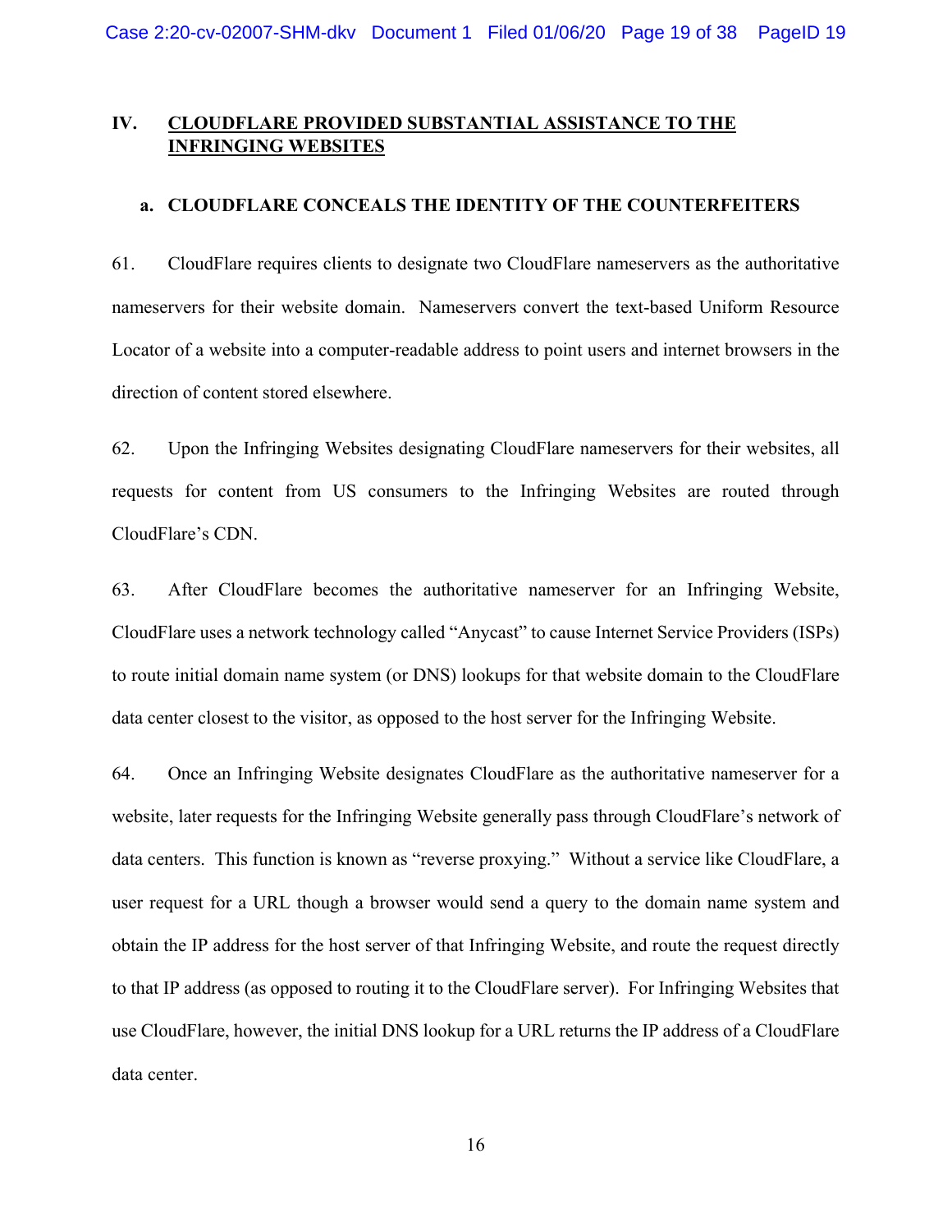## IV. CLOUDFLARE PROVIDED SUBSTANTIAL ASSISTANCE TO THE INFRINGING WEBSITES

### a. CLOUDFLARE CONCEALS THE IDENTITY OF THE COUNTERFEITERS

61. CloudFlare requires clients to designate two CloudFlare nameservers as the authoritative nameservers for their website domain. Nameservers convert the text-based Uniform Resource Locator of a website into a computer-readable address to point users and internet browsers in the direction of content stored elsewhere.

62. Upon the Infringing Websites designating CloudFlare nameservers for their websites, all requests for content from US consumers to the Infringing Websites are routed through CloudFlare's CDN.

63. After CloudFlare becomes the authoritative nameserver for an Infringing Website, CloudFlare uses a network technology called "Anycast" to cause Internet Service Providers (ISPs) to route initial domain name system (or DNS) lookups for that website domain to the CloudFlare data center closest to the visitor, as opposed to the host server for the Infringing Website.

64. Once an Infringing Website designates CloudFlare as the authoritative nameserver for a website, later requests for the Infringing Website generally pass through CloudFlare's network of data centers. This function is known as "reverse proxying." Without a service like CloudFlare, a user request for a URL though a browser would send a query to the domain name system and obtain the IP address for the host server of that Infringing Website, and route the request directly to that IP address (as opposed to routing it to the CloudFlare server). For Infringing Websites that use CloudFlare, however, the initial DNS lookup for a URL returns the IP address of a CloudFlare data center.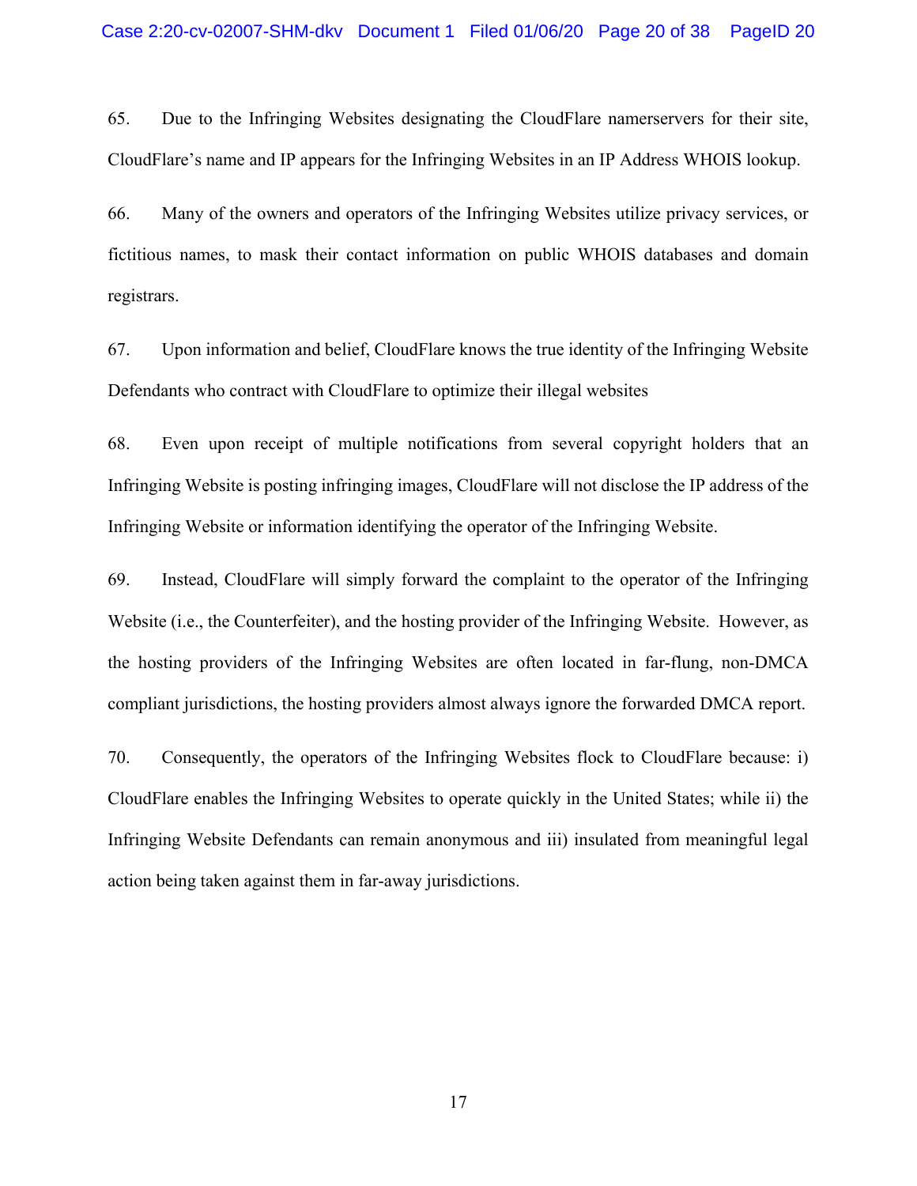65. Due to the Infringing Websites designating the CloudFlare namerservers for their site, CloudFlare's name and IP appears for the Infringing Websites in an IP Address WHOIS lookup.

66. Many of the owners and operators of the Infringing Websites utilize privacy services, or fictitious names, to mask their contact information on public WHOIS databases and domain registrars.

67. Upon information and belief, CloudFlare knows the true identity of the Infringing Website Defendants who contract with CloudFlare to optimize their illegal websites

68. Even upon receipt of multiple notifications from several copyright holders that an Infringing Website is posting infringing images, CloudFlare will not disclose the IP address of the Infringing Website or information identifying the operator of the Infringing Website.

69. Instead, CloudFlare will simply forward the complaint to the operator of the Infringing Website (i.e., the Counterfeiter), and the hosting provider of the Infringing Website. However, as the hosting providers of the Infringing Websites are often located in far-flung, non-DMCA compliant jurisdictions, the hosting providers almost always ignore the forwarded DMCA report.

70. Consequently, the operators of the Infringing Websites flock to CloudFlare because: i) CloudFlare enables the Infringing Websites to operate quickly in the United States; while ii) the Infringing Website Defendants can remain anonymous and iii) insulated from meaningful legal action being taken against them in far-away jurisdictions.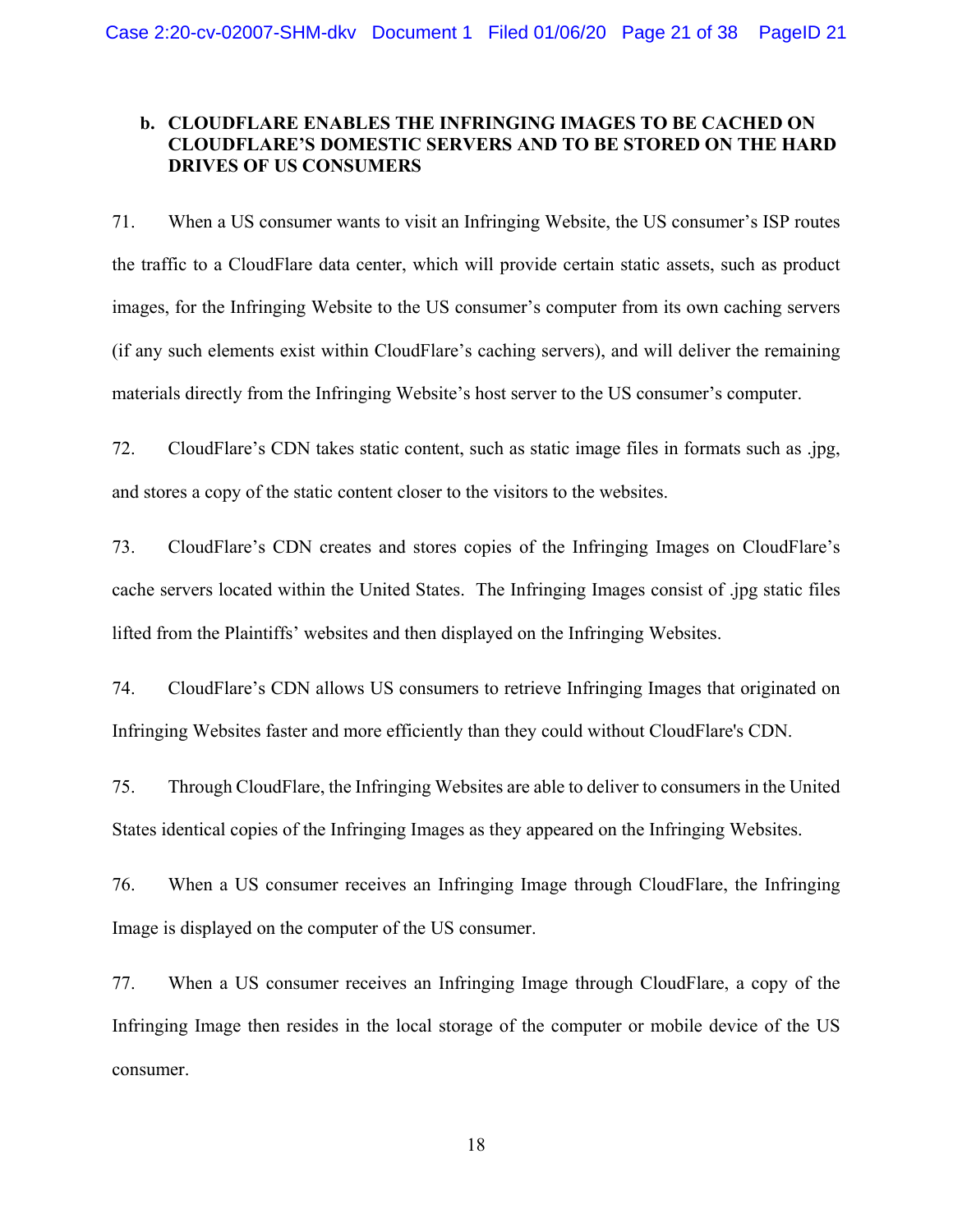### b. CLOUDFLARE ENABLES THE INFRINGING IMAGES TO BE CACHED ON CLOUDFLARE'S DOMESTIC SERVERS AND TO BE STORED ON THE HARD DRIVES OF US CONSUMERS

71. When a US consumer wants to visit an Infringing Website, the US consumer's ISP routes the traffic to a CloudFlare data center, which will provide certain static assets, such as product images, for the Infringing Website to the US consumer's computer from its own caching servers (if any such elements exist within CloudFlare's caching servers), and will deliver the remaining materials directly from the Infringing Website's host server to the US consumer's computer.

72. CloudFlare's CDN takes static content, such as static image files in formats such as .jpg, and stores a copy of the static content closer to the visitors to the websites.

73. CloudFlare's CDN creates and stores copies of the Infringing Images on CloudFlare's cache servers located within the United States. The Infringing Images consist of .jpg static files lifted from the Plaintiffs' websites and then displayed on the Infringing Websites.

74. CloudFlare's CDN allows US consumers to retrieve Infringing Images that originated on Infringing Websites faster and more efficiently than they could without CloudFlare's CDN.

75. Through CloudFlare, the Infringing Websites are able to deliver to consumers in the United States identical copies of the Infringing Images as they appeared on the Infringing Websites.

76. When a US consumer receives an Infringing Image through CloudFlare, the Infringing Image is displayed on the computer of the US consumer.

77. When a US consumer receives an Infringing Image through CloudFlare, a copy of the Infringing Image then resides in the local storage of the computer or mobile device of the US consumer.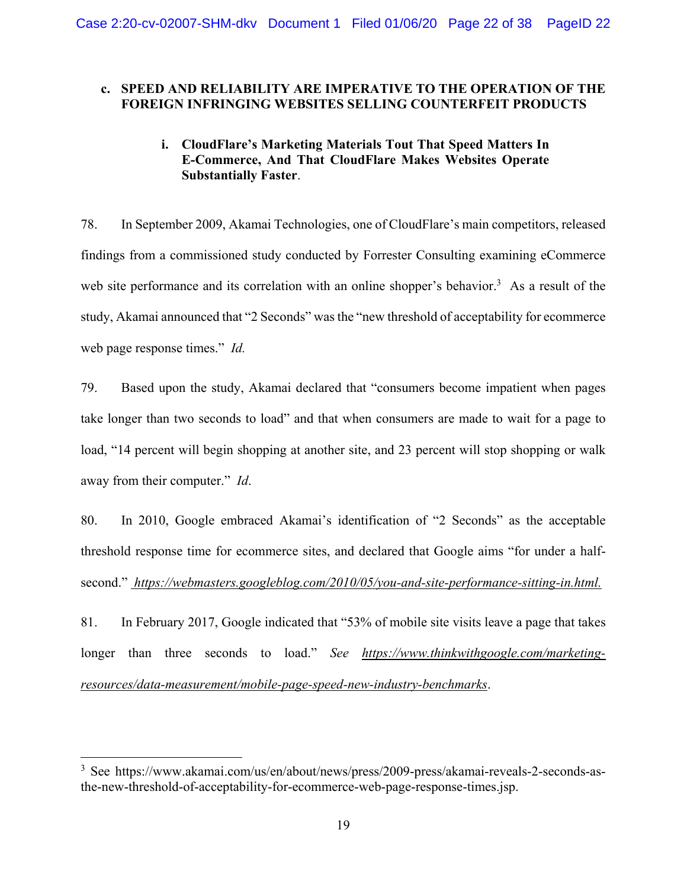### c. SPEED AND RELIABILITY ARE IMPERATIVE TO THE OPERATION OF THE FOREIGN INFRINGING WEBSITES SELLING COUNTERFEIT PRODUCTS

#### i. CloudFlare's Marketing Materials Tout That Speed Matters In E-Commerce, And That CloudFlare Makes Websites Operate Substantially Faster.

78. In September 2009, Akamai Technologies, one of CloudFlare's main competitors, released findings from a commissioned study conducted by Forrester Consulting examining eCommerce web site performance and its correlation with an online shopper's behavior.[3] As a result of the study, Akamai announced that "2 Seconds" was the "new threshold of acceptability for ecommerce web page response times." *Id.*

79. Based upon the study, Akamai declared that "consumers become impatient when pages take longer than two seconds to load" and that when consumers are made to wait for a page to load, "14 percent will begin shopping at another site, and 23 percent will stop shopping or walk away from their computer." *Id*.

80. In 2010, Google embraced Akamai's identification of "2 Seconds" as the acceptable threshold response time for ecommerce sites, and declared that Google aims "for under a half-second." *https://webmasters.googleblog.com/2010/05/you-and-site-performance-sitting-in.html.*

81. In February 2017, Google indicated that "53% of mobile site visits leave a page that takes longer than three seconds to load." *See* *https://www.thinkwithgoogle.com/marketing-resources/data-measurement/mobile-page-speed-new-industry-benchmarks*.

---

[3] See https://www.akamai.com/us/en/about/news/press/2009-press/akamai-reveals-2-seconds-as-the-new-threshold-of-acceptability-for-ecommerce-web-page-response-times.jsp.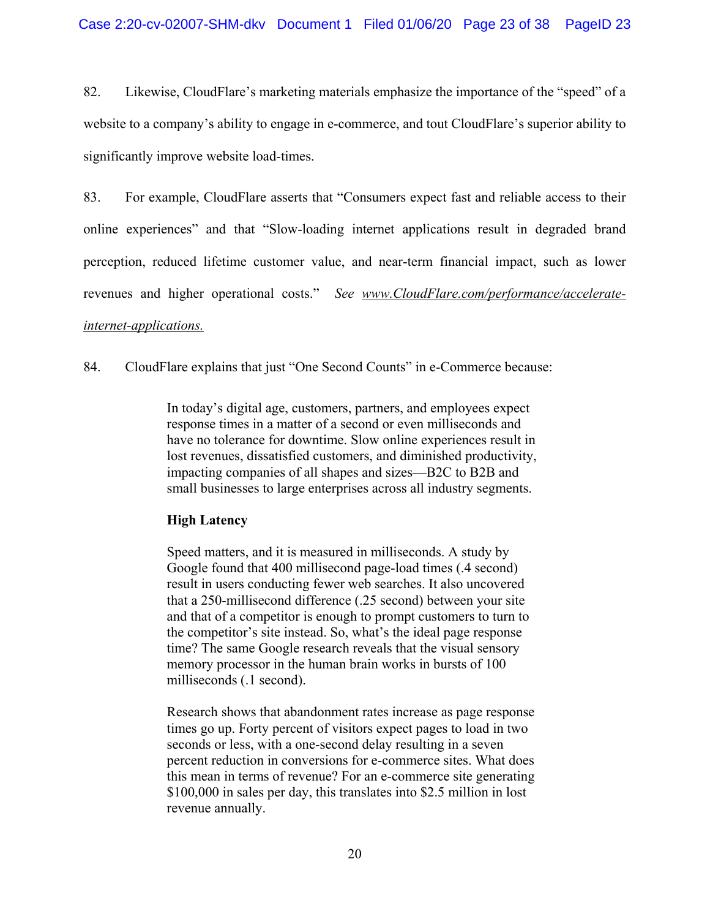82. Likewise, CloudFlare's marketing materials emphasize the importance of the "speed" of a website to a company's ability to engage in e-commerce, and tout CloudFlare's superior ability to significantly improve website load-times.

83. For example, CloudFlare asserts that "Consumers expect fast and reliable access to their online experiences" and that "Slow-loading internet applications result in degraded brand perception, reduced lifetime customer value, and near-term financial impact, such as lower revenues and higher operational costs." *See* *www.CloudFlare.com/performance/accelerate-internet-applications.*

84. CloudFlare explains that just "One Second Counts" in e-Commerce because:

> In today's digital age, customers, partners, and employees expect response times in a matter of a second or even milliseconds and have no tolerance for downtime. Slow online experiences result in lost revenues, dissatisfied customers, and diminished productivity, impacting companies of all shapes and sizes—B2C to B2B and small businesses to large enterprises across all industry segments.
>
> **High Latency**
>
> Speed matters, and it is measured in milliseconds. A study by Google found that 400 millisecond page-load times (.4 second) result in users conducting fewer web searches. It also uncovered that a 250-millisecond difference (.25 second) between your site and that of a competitor is enough to prompt customers to turn to the competitor's site instead. So, what's the ideal page response time? The same Google research reveals that the visual sensory memory processor in the human brain works in bursts of 100 milliseconds (.1 second).
>
> Research shows that abandonment rates increase as page response times go up. Forty percent of visitors expect pages to load in two seconds or less, with a one-second delay resulting in a seven percent reduction in conversions for e-commerce sites. What does this mean in terms of revenue? For an e-commerce site generating $100,000 in sales per day, this translates into $2.5 million in lost revenue annually.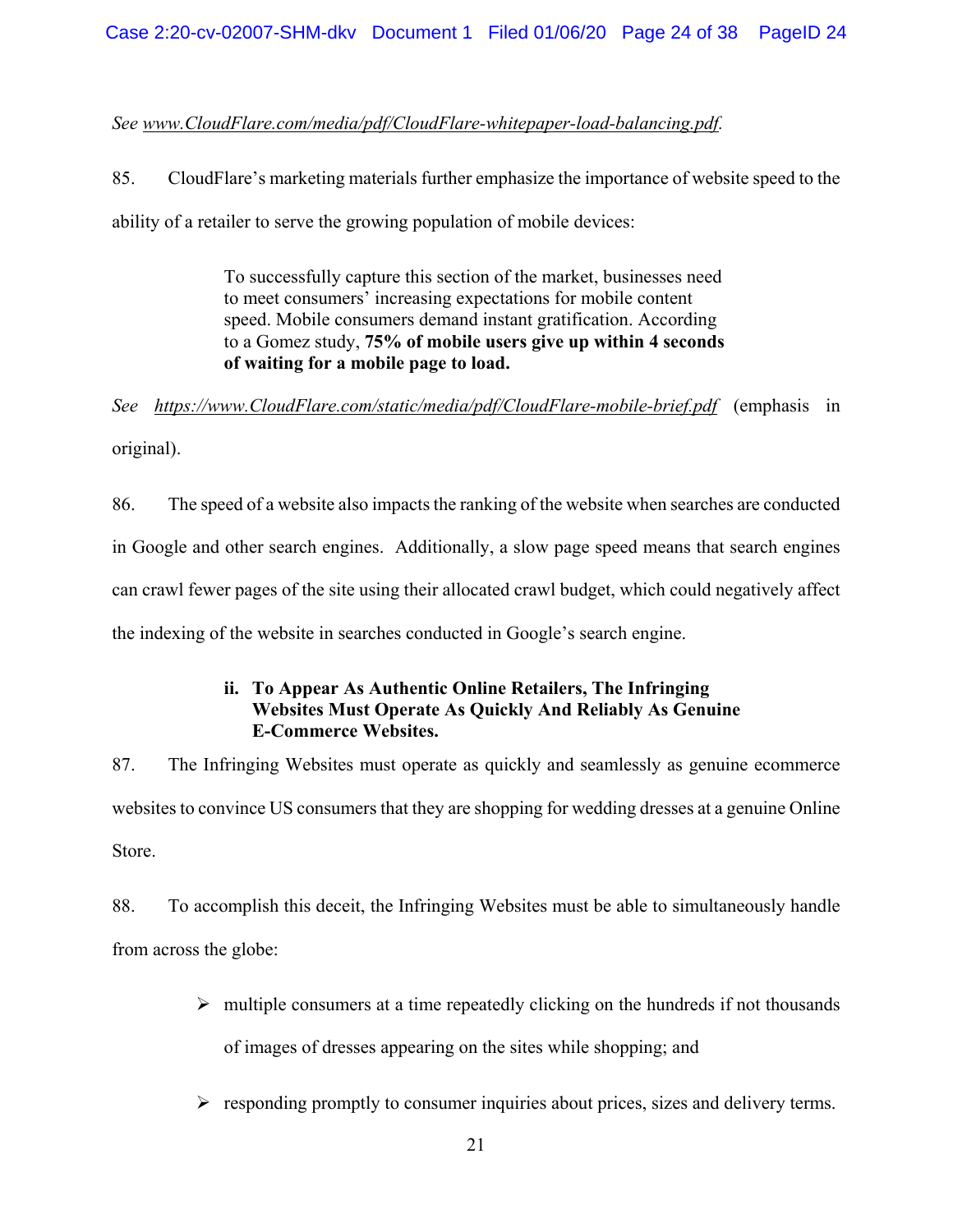*See [www.CloudFlare.com/media/pdf/CloudFlare-whitepaper-load-balancing.pdf](www.CloudFlare.com/media/pdf/CloudFlare-whitepaper-load-balancing.pdf).*

85. CloudFlare's marketing materials further emphasize the importance of website speed to the ability of a retailer to serve the growing population of mobile devices:

> To successfully capture this section of the market, businesses need to meet consumers' increasing expectations for mobile content speed. Mobile consumers demand instant gratification. According to a Gomez study, **75% of mobile users give up within 4 seconds of waiting for a mobile page to load.**

*See [https://www.CloudFlare.com/static/media/pdf/CloudFlare-mobile-brief.pdf](https://www.CloudFlare.com/static/media/pdf/CloudFlare-mobile-brief.pdf)* (emphasis in original).

86. The speed of a website also impacts the ranking of the website when searches are conducted in Google and other search engines. Additionally, a slow page speed means that search engines can crawl fewer pages of the site using their allocated crawl budget, which could negatively affect the indexing of the website in searches conducted in Google's search engine.

#### ii. To Appear As Authentic Online Retailers, The Infringing Websites Must Operate As Quickly And Reliably As Genuine E-Commerce Websites.

87. The Infringing Websites must operate as quickly and seamlessly as genuine ecommerce websites to convince US consumers that they are shopping for wedding dresses at a genuine Online Store.

88. To accomplish this deceit, the Infringing Websites must be able to simultaneously handle from across the globe:

- multiple consumers at a time repeatedly clicking on the hundreds if not thousands of images of dresses appearing on the sites while shopping; and
- responding promptly to consumer inquiries about prices, sizes and delivery terms.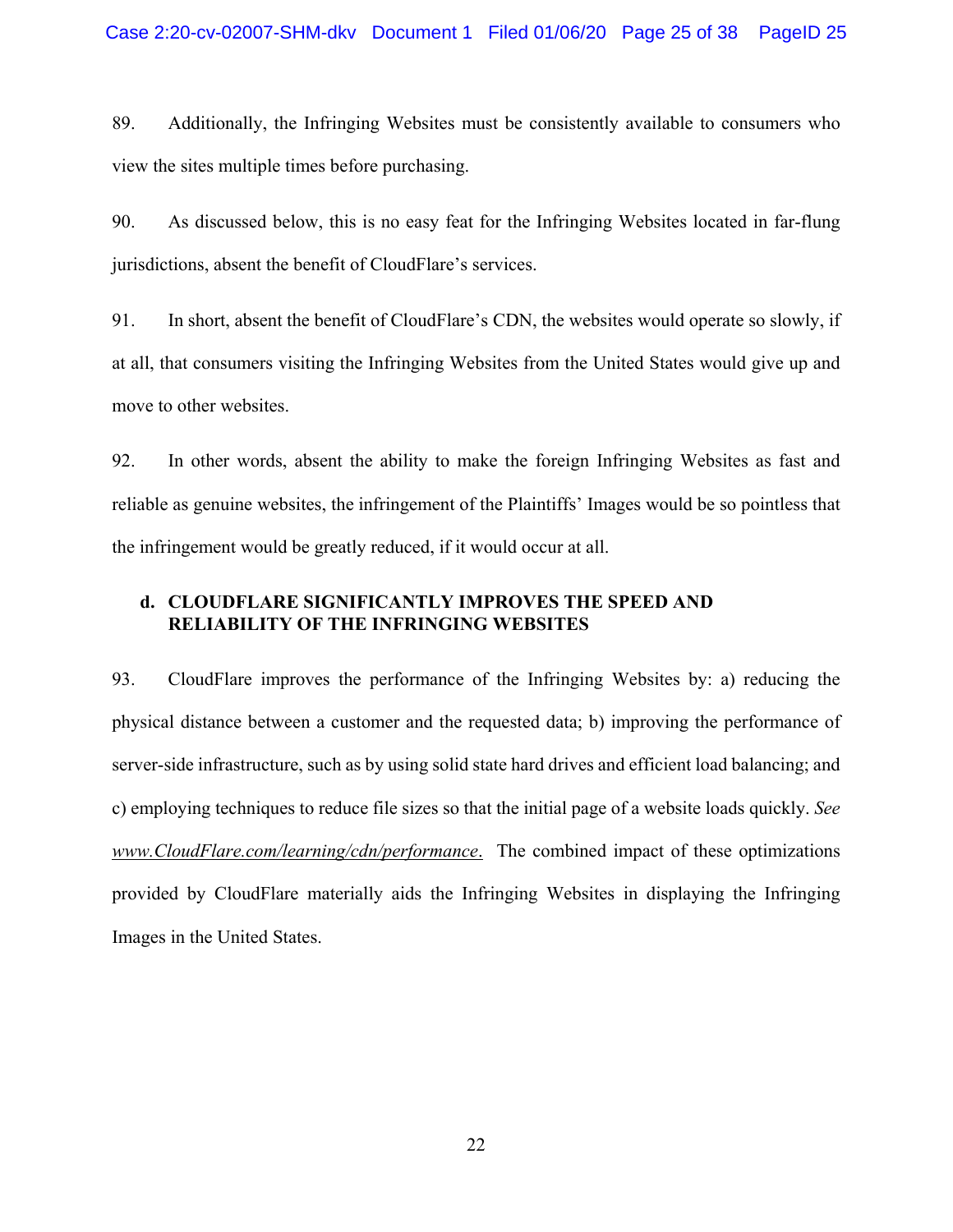89. Additionally, the Infringing Websites must be consistently available to consumers who view the sites multiple times before purchasing.

90. As discussed below, this is no easy feat for the Infringing Websites located in far-flung jurisdictions, absent the benefit of CloudFlare's services.

91. In short, absent the benefit of CloudFlare's CDN, the websites would operate so slowly, if at all, that consumers visiting the Infringing Websites from the United States would give up and move to other websites.

92. In other words, absent the ability to make the foreign Infringing Websites as fast and reliable as genuine websites, the infringement of the Plaintiffs' Images would be so pointless that the infringement would be greatly reduced, if it would occur at all.

**d. CLOUDFLARE SIGNIFICANTLY IMPROVES THE SPEED AND RELIABILITY OF THE INFRINGING WEBSITES**

93. CloudFlare improves the performance of the Infringing Websites by: a) reducing the physical distance between a customer and the requested data; b) improving the performance of server-side infrastructure, such as by using solid state hard drives and efficient load balancing; and c) employing techniques to reduce file sizes so that the initial page of a website loads quickly. *See* www.CloudFlare.com/learning/cdn/performance. The combined impact of these optimizations provided by CloudFlare materially aids the Infringing Websites in displaying the Infringing Images in the United States.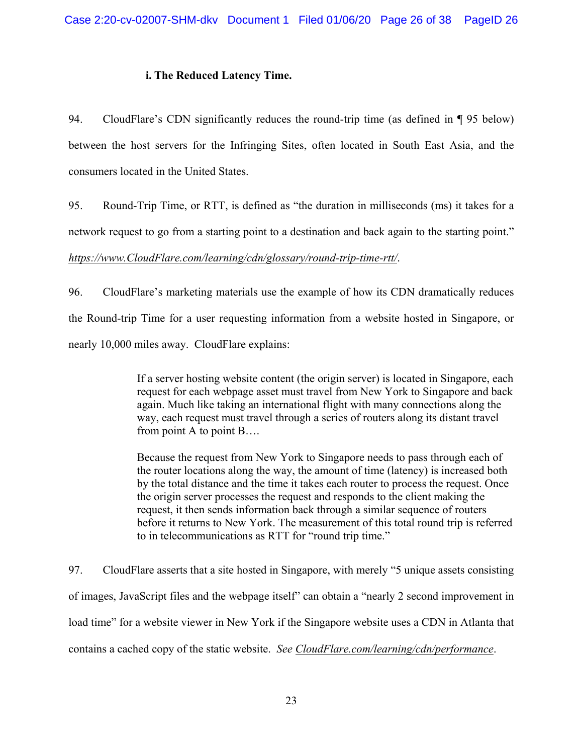### i. The Reduced Latency Time.

94. CloudFlare's CDN significantly reduces the round-trip time (as defined in ¶ 95 below) between the host servers for the Infringing Sites, often located in South East Asia, and the consumers located in the United States.

95. Round-Trip Time, or RTT, is defined as "the duration in milliseconds (ms) it takes for a network request to go from a starting point to a destination and back again to the starting point." *https://www.CloudFlare.com/learning/cdn/glossary/round-trip-time-rtt/*.

96. CloudFlare's marketing materials use the example of how its CDN dramatically reduces the Round-trip Time for a user requesting information from a website hosted in Singapore, or nearly 10,000 miles away. CloudFlare explains:

> If a server hosting website content (the origin server) is located in Singapore, each request for each webpage asset must travel from New York to Singapore and back again. Much like taking an international flight with many connections along the way, each request must travel through a series of routers along its distant travel from point A to point B….
>
> Because the request from New York to Singapore needs to pass through each of the router locations along the way, the amount of time (latency) is increased both by the total distance and the time it takes each router to process the request. Once the origin server processes the request and responds to the client making the request, it then sends information back through a similar sequence of routers before it returns to New York. The measurement of this total round trip is referred to in telecommunications as RTT for "round trip time."

97. CloudFlare asserts that a site hosted in Singapore, with merely "5 unique assets consisting of images, JavaScript files and the webpage itself" can obtain a "nearly 2 second improvement in load time" for a website viewer in New York if the Singapore website uses a CDN in Atlanta that contains a cached copy of the static website. *See CloudFlare.com/learning/cdn/performance*.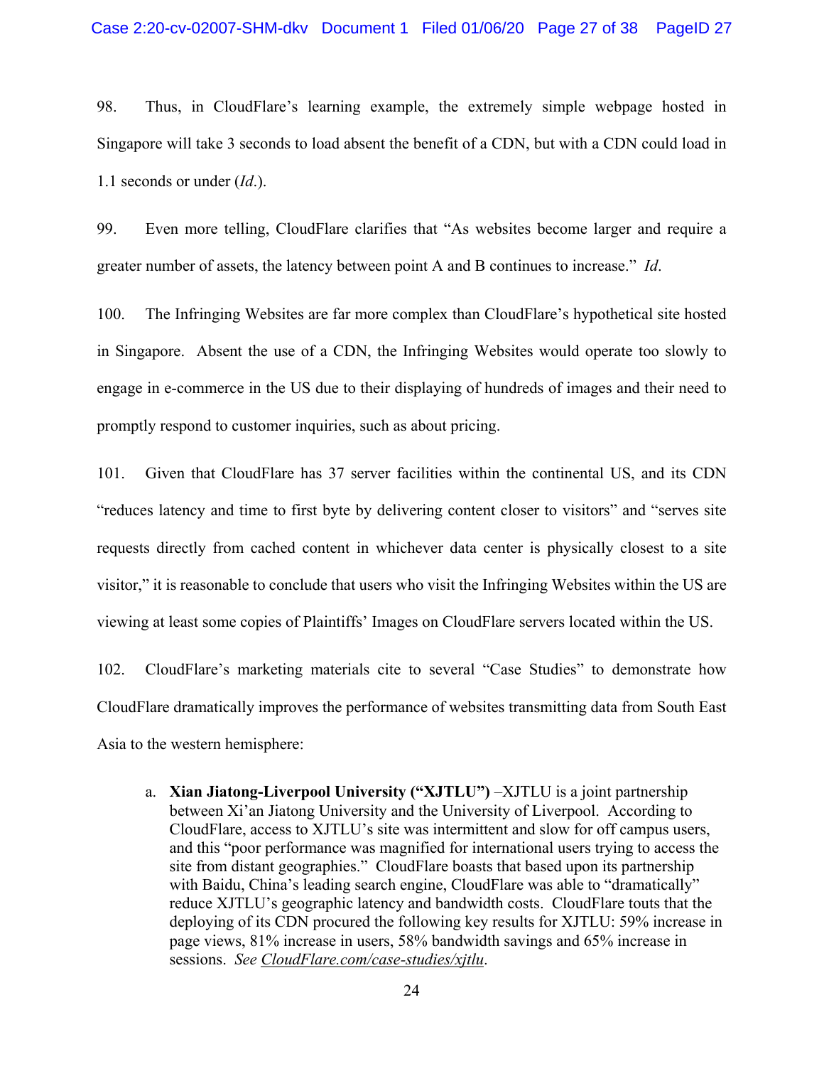98. Thus, in CloudFlare's learning example, the extremely simple webpage hosted in Singapore will take 3 seconds to load absent the benefit of a CDN, but with a CDN could load in 1.1 seconds or under (*Id*.).

99. Even more telling, CloudFlare clarifies that "As websites become larger and require a greater number of assets, the latency between point A and B continues to increase." *Id*.

100. The Infringing Websites are far more complex than CloudFlare's hypothetical site hosted in Singapore. Absent the use of a CDN, the Infringing Websites would operate too slowly to engage in e-commerce in the US due to their displaying of hundreds of images and their need to promptly respond to customer inquiries, such as about pricing.

101. Given that CloudFlare has 37 server facilities within the continental US, and its CDN "reduces latency and time to first byte by delivering content closer to visitors" and "serves site requests directly from cached content in whichever data center is physically closest to a site visitor," it is reasonable to conclude that users who visit the Infringing Websites within the US are viewing at least some copies of Plaintiffs' Images on CloudFlare servers located within the US.

102. CloudFlare's marketing materials cite to several "Case Studies" to demonstrate how CloudFlare dramatically improves the performance of websites transmitting data from South East Asia to the western hemisphere:

a. **Xian Jiatong-Liverpool University ("XJTLU")** –XJTLU is a joint partnership between Xi'an Jiatong University and the University of Liverpool. According to CloudFlare, access to XJTLU's site was intermittent and slow for off campus users, and this "poor performance was magnified for international users trying to access the site from distant geographies." CloudFlare boasts that based upon its partnership with Baidu, China's leading search engine, CloudFlare was able to "dramatically" reduce XJTLU's geographic latency and bandwidth costs. CloudFlare touts that the deploying of its CDN procured the following key results for XJTLU: 59% increase in page views, 81% increase in users, 58% bandwidth savings and 65% increase in sessions. *See* CloudFlare.com/case-studies/xjtlu.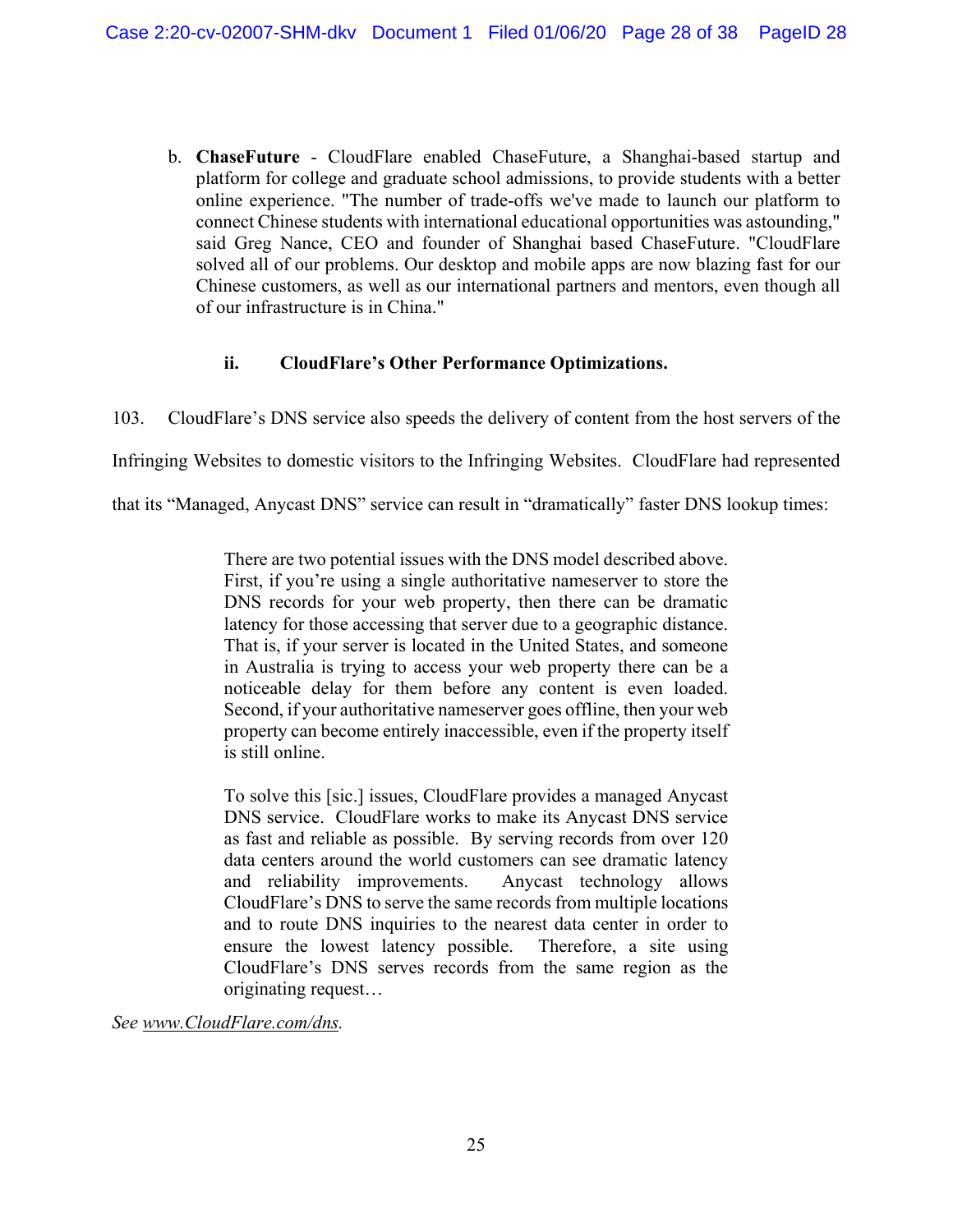b. **ChaseFuture** - CloudFlare enabled ChaseFuture, a Shanghai-based startup and platform for college and graduate school admissions, to provide students with a better online experience. "The number of trade-offs we've made to launch our platform to connect Chinese students with international educational opportunities was astounding," said Greg Nance, CEO and founder of Shanghai based ChaseFuture. "CloudFlare solved all of our problems. Our desktop and mobile apps are now blazing fast for our Chinese customers, as well as our international partners and mentors, even though all of our infrastructure is in China."

**ii. CloudFlare's Other Performance Optimizations.**

103. CloudFlare's DNS service also speeds the delivery of content from the host servers of the Infringing Websites to domestic visitors to the Infringing Websites. CloudFlare had represented that its "Managed, Anycast DNS" service can result in "dramatically" faster DNS lookup times:

> There are two potential issues with the DNS model described above. First, if you're using a single authoritative nameserver to store the DNS records for your web property, then there can be dramatic latency for those accessing that server due to a geographic distance. That is, if your server is located in the United States, and someone in Australia is trying to access your web property there can be a noticeable delay for them before any content is even loaded. Second, if your authoritative nameserver goes offline, then your web property can become entirely inaccessible, even if the property itself is still online.
>
> To solve this [sic.] issues, CloudFlare provides a managed Anycast DNS service. CloudFlare works to make its Anycast DNS service as fast and reliable as possible. By serving records from over 120 data centers around the world customers can see dramatic latency and reliability improvements. Anycast technology allows CloudFlare's DNS to serve the same records from multiple locations and to route DNS inquiries to the nearest data center in order to ensure the lowest latency possible. Therefore, a site using CloudFlare's DNS serves records from the same region as the originating request…

*See* www.CloudFlare.com/dns.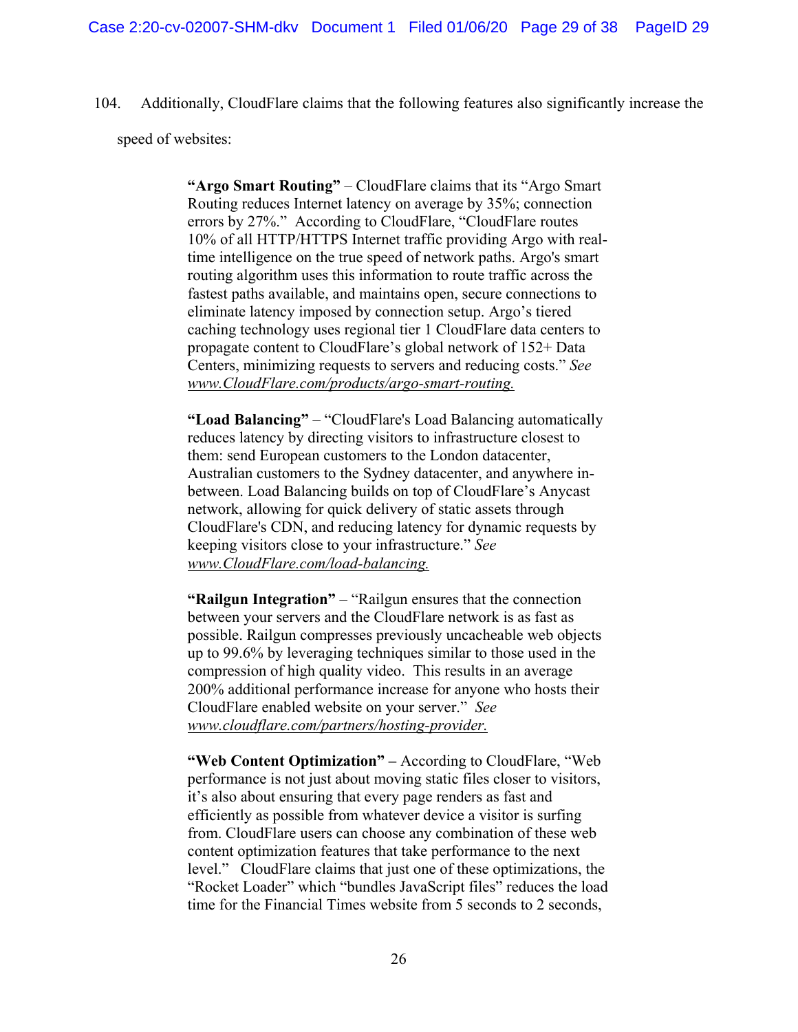104. Additionally, CloudFlare claims that the following features also significantly increase the speed of websites:

> **"Argo Smart Routing"** – CloudFlare claims that its "Argo Smart Routing reduces Internet latency on average by 35%; connection errors by 27%." According to CloudFlare, "CloudFlare routes 10% of all HTTP/HTTPS Internet traffic providing Argo with real-time intelligence on the true speed of network paths. Argo's smart routing algorithm uses this information to route traffic across the fastest paths available, and maintains open, secure connections to eliminate latency imposed by connection setup. Argo's tiered caching technology uses regional tier 1 CloudFlare data centers to propagate content to CloudFlare's global network of 152+ Data Centers, minimizing requests to servers and reducing costs." *See* www.CloudFlare.com/products/argo-smart-routing.
>
> **"Load Balancing"** – "CloudFlare's Load Balancing automatically reduces latency by directing visitors to infrastructure closest to them: send European customers to the London datacenter, Australian customers to the Sydney datacenter, and anywhere in-between. Load Balancing builds on top of CloudFlare's Anycast network, allowing for quick delivery of static assets through CloudFlare's CDN, and reducing latency for dynamic requests by keeping visitors close to your infrastructure." *See* www.CloudFlare.com/load-balancing.
>
> **"Railgun Integration"** – "Railgun ensures that the connection between your servers and the CloudFlare network is as fast as possible. Railgun compresses previously uncacheable web objects up to 99.6% by leveraging techniques similar to those used in the compression of high quality video. This results in an average 200% additional performance increase for anyone who hosts their CloudFlare enabled website on your server." *See* www.cloudflare.com/partners/hosting-provider.
>
> **"Web Content Optimization" –** According to CloudFlare, "Web performance is not just about moving static files closer to visitors, it's also about ensuring that every page renders as fast and efficiently as possible from whatever device a visitor is surfing from. CloudFlare users can choose any combination of these web content optimization features that take performance to the next level." CloudFlare claims that just one of these optimizations, the "Rocket Loader" which "bundles JavaScript files" reduces the load time for the Financial Times website from 5 seconds to 2 seconds,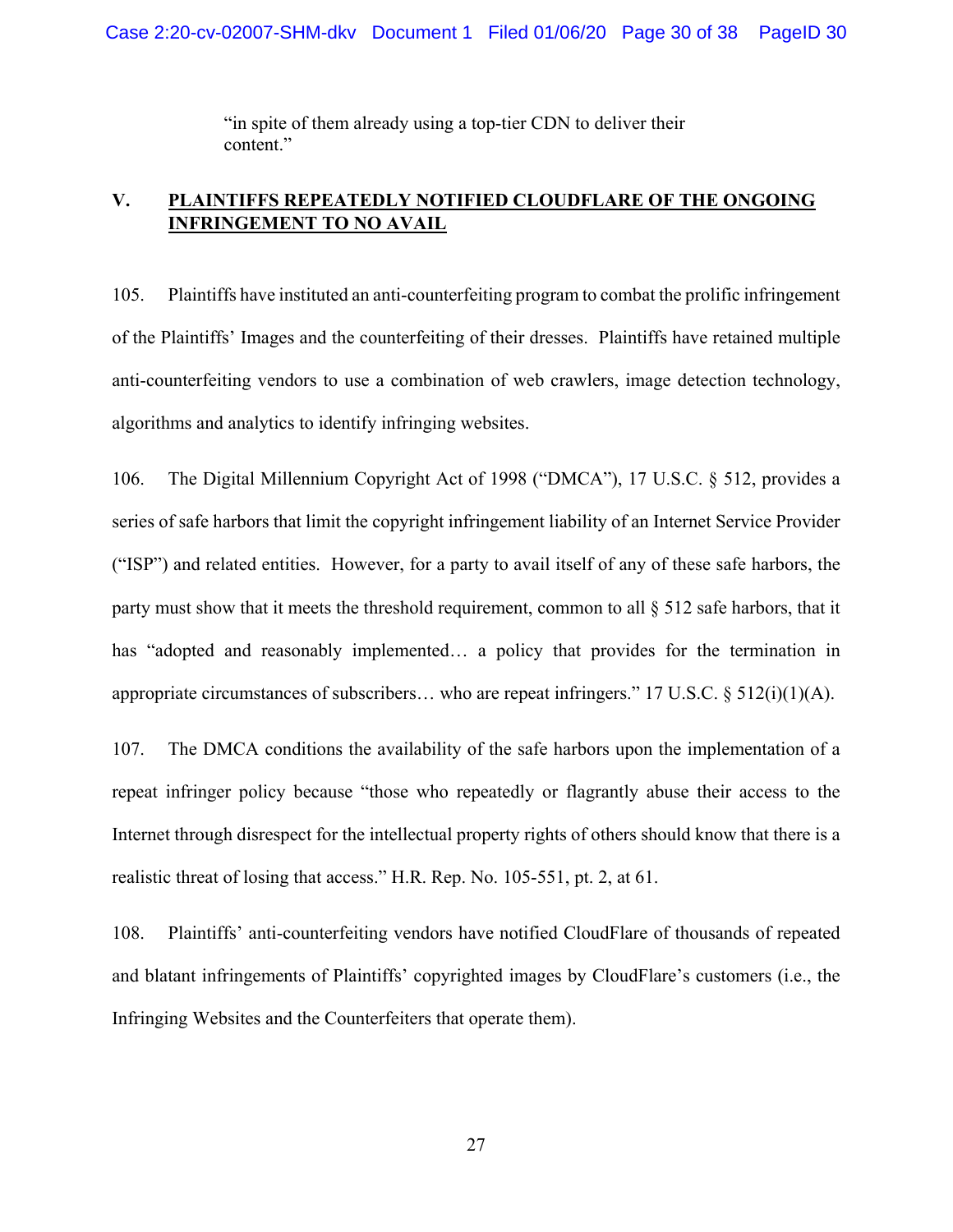"in spite of them already using a top-tier CDN to deliver their content."

## V. PLAINTIFFS REPEATEDLY NOTIFIED CLOUDFLARE OF THE ONGOING INFRINGEMENT TO NO AVAIL

105. Plaintiffs have instituted an anti-counterfeiting program to combat the prolific infringement of the Plaintiffs' Images and the counterfeiting of their dresses. Plaintiffs have retained multiple anti-counterfeiting vendors to use a combination of web crawlers, image detection technology, algorithms and analytics to identify infringing websites.

106. The Digital Millennium Copyright Act of 1998 ("DMCA"), 17 U.S.C. § 512, provides a series of safe harbors that limit the copyright infringement liability of an Internet Service Provider ("ISP") and related entities. However, for a party to avail itself of any of these safe harbors, the party must show that it meets the threshold requirement, common to all § 512 safe harbors, that it has "adopted and reasonably implemented… a policy that provides for the termination in appropriate circumstances of subscribers… who are repeat infringers." 17 U.S.C. § 512(i)(1)(A).

107. The DMCA conditions the availability of the safe harbors upon the implementation of a repeat infringer policy because "those who repeatedly or flagrantly abuse their access to the Internet through disrespect for the intellectual property rights of others should know that there is a realistic threat of losing that access." H.R. Rep. No. 105-551, pt. 2, at 61.

108. Plaintiffs' anti-counterfeiting vendors have notified CloudFlare of thousands of repeated and blatant infringements of Plaintiffs' copyrighted images by CloudFlare's customers (i.e., the Infringing Websites and the Counterfeiters that operate them).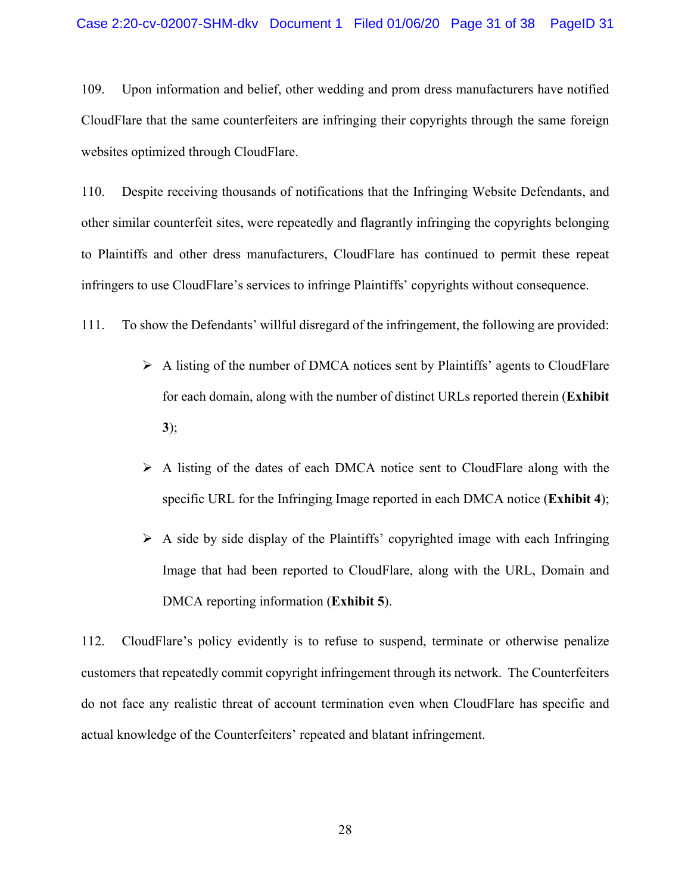109. Upon information and belief, other wedding and prom dress manufacturers have notified CloudFlare that the same counterfeiters are infringing their copyrights through the same foreign websites optimized through CloudFlare.

110. Despite receiving thousands of notifications that the Infringing Website Defendants, and other similar counterfeit sites, were repeatedly and flagrantly infringing the copyrights belonging to Plaintiffs and other dress manufacturers, CloudFlare has continued to permit these repeat infringers to use CloudFlare's services to infringe Plaintiffs' copyrights without consequence.

111. To show the Defendants' willful disregard of the infringement, the following are provided:

- A listing of the number of DMCA notices sent by Plaintiffs' agents to CloudFlare for each domain, along with the number of distinct URLs reported therein (**Exhibit 3**);
- A listing of the dates of each DMCA notice sent to CloudFlare along with the specific URL for the Infringing Image reported in each DMCA notice (**Exhibit 4**);
- A side by side display of the Plaintiffs' copyrighted image with each Infringing Image that had been reported to CloudFlare, along with the URL, Domain and DMCA reporting information (**Exhibit 5**).

112. CloudFlare's policy evidently is to refuse to suspend, terminate or otherwise penalize customers that repeatedly commit copyright infringement through its network. The Counterfeiters do not face any realistic threat of account termination even when CloudFlare has specific and actual knowledge of the Counterfeiters' repeated and blatant infringement.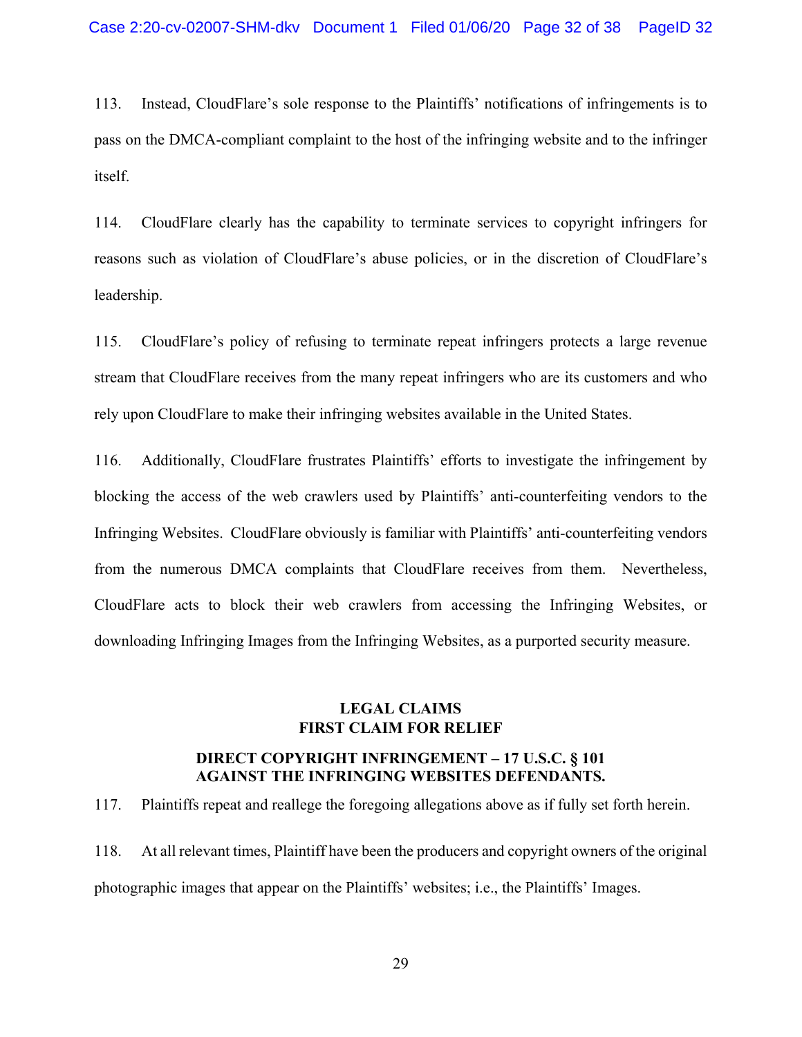113. Instead, CloudFlare's sole response to the Plaintiffs' notifications of infringements is to pass on the DMCA-compliant complaint to the host of the infringing website and to the infringer itself.

114. CloudFlare clearly has the capability to terminate services to copyright infringers for reasons such as violation of CloudFlare's abuse policies, or in the discretion of CloudFlare's leadership.

115. CloudFlare's policy of refusing to terminate repeat infringers protects a large revenue stream that CloudFlare receives from the many repeat infringers who are its customers and who rely upon CloudFlare to make their infringing websites available in the United States.

116. Additionally, CloudFlare frustrates Plaintiffs' efforts to investigate the infringement by blocking the access of the web crawlers used by Plaintiffs' anti-counterfeiting vendors to the Infringing Websites. CloudFlare obviously is familiar with Plaintiffs' anti-counterfeiting vendors from the numerous DMCA complaints that CloudFlare receives from them. Nevertheless, CloudFlare acts to block their web crawlers from accessing the Infringing Websites, or downloading Infringing Images from the Infringing Websites, as a purported security measure.

## LEGAL CLAIMS
## FIRST CLAIM FOR RELIEF

### DIRECT COPYRIGHT INFRINGEMENT – 17 U.S.C. § 101 AGAINST THE INFRINGING WEBSITES DEFENDANTS.

117. Plaintiffs repeat and reallege the foregoing allegations above as if fully set forth herein.

118. At all relevant times, Plaintiff have been the producers and copyright owners of the original photographic images that appear on the Plaintiffs' websites; i.e., the Plaintiffs' Images.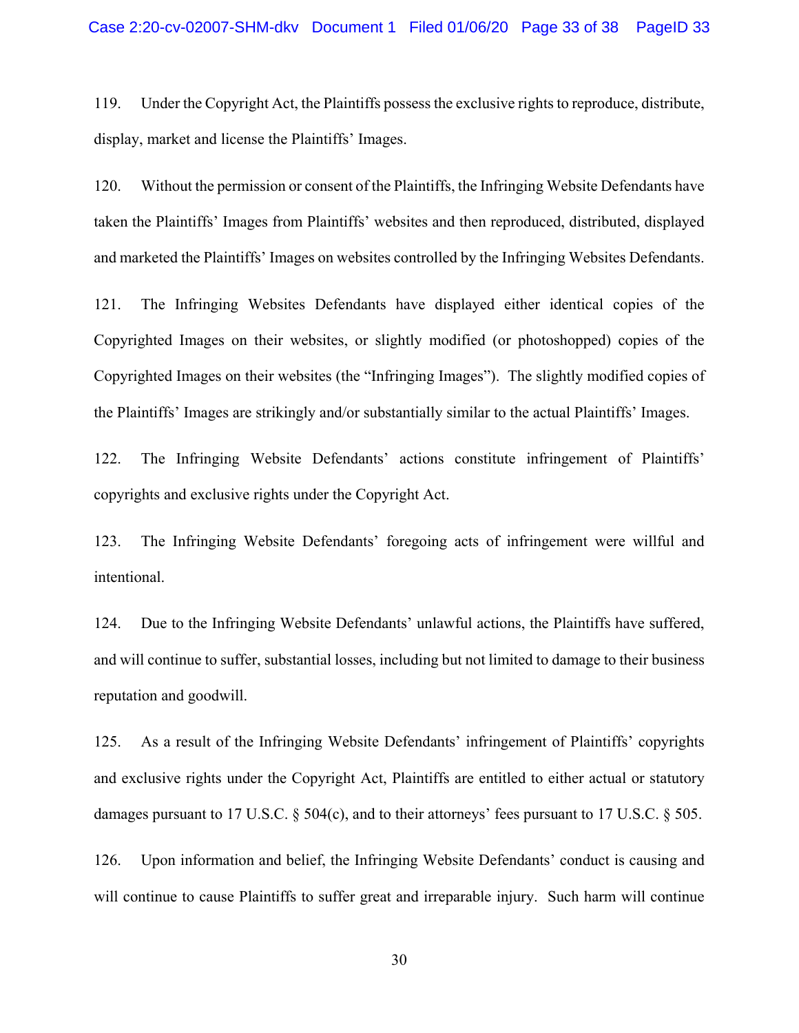119. Under the Copyright Act, the Plaintiffs possess the exclusive rights to reproduce, distribute, display, market and license the Plaintiffs' Images.

120. Without the permission or consent of the Plaintiffs, the Infringing Website Defendants have taken the Plaintiffs' Images from Plaintiffs' websites and then reproduced, distributed, displayed and marketed the Plaintiffs' Images on websites controlled by the Infringing Websites Defendants.

121. The Infringing Websites Defendants have displayed either identical copies of the Copyrighted Images on their websites, or slightly modified (or photoshopped) copies of the Copyrighted Images on their websites (the "Infringing Images"). The slightly modified copies of the Plaintiffs' Images are strikingly and/or substantially similar to the actual Plaintiffs' Images.

122. The Infringing Website Defendants' actions constitute infringement of Plaintiffs' copyrights and exclusive rights under the Copyright Act.

123. The Infringing Website Defendants' foregoing acts of infringement were willful and intentional.

124. Due to the Infringing Website Defendants' unlawful actions, the Plaintiffs have suffered, and will continue to suffer, substantial losses, including but not limited to damage to their business reputation and goodwill.

125. As a result of the Infringing Website Defendants' infringement of Plaintiffs' copyrights and exclusive rights under the Copyright Act, Plaintiffs are entitled to either actual or statutory damages pursuant to 17 U.S.C. § 504(c), and to their attorneys' fees pursuant to 17 U.S.C. § 505.

126. Upon information and belief, the Infringing Website Defendants' conduct is causing and will continue to cause Plaintiffs to suffer great and irreparable injury. Such harm will continue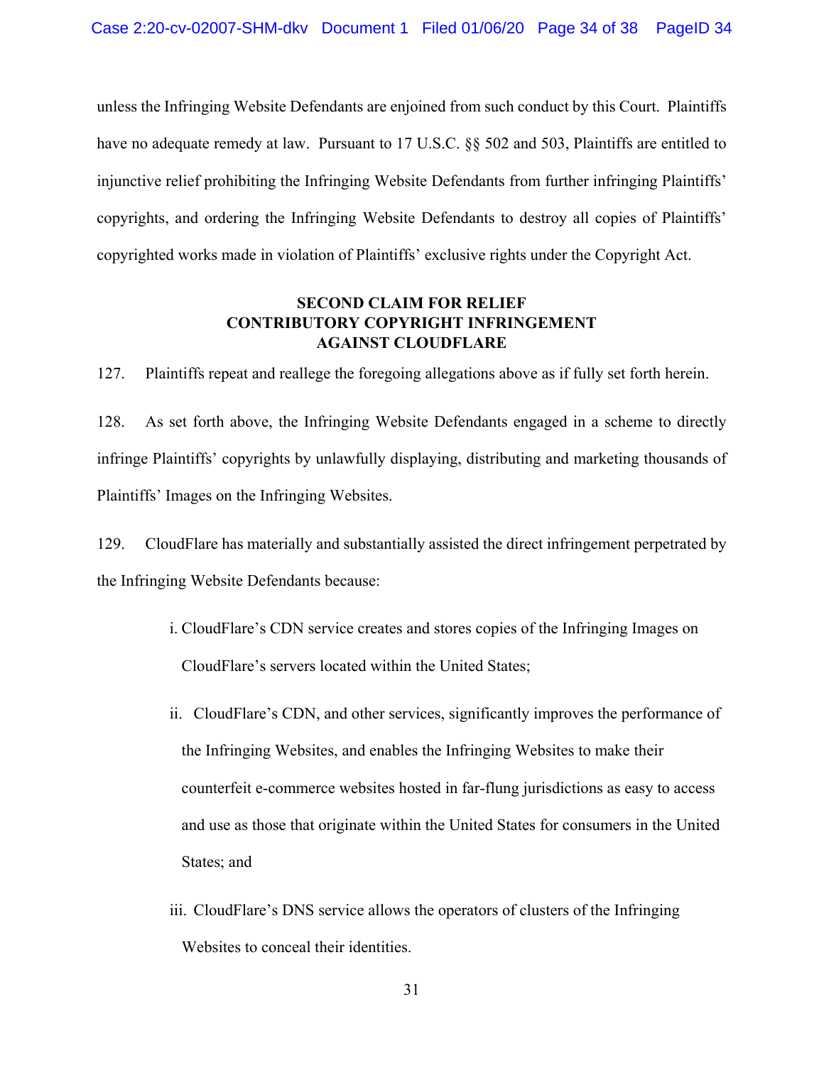unless the Infringing Website Defendants are enjoined from such conduct by this Court. Plaintiffs have no adequate remedy at law. Pursuant to 17 U.S.C. §§ 502 and 503, Plaintiffs are entitled to injunctive relief prohibiting the Infringing Website Defendants from further infringing Plaintiffs' copyrights, and ordering the Infringing Website Defendants to destroy all copies of Plaintiffs' copyrighted works made in violation of Plaintiffs' exclusive rights under the Copyright Act.

## SECOND CLAIM FOR RELIEF
## CONTRIBUTORY COPYRIGHT INFRINGEMENT
## AGAINST CLOUDFLARE

127. Plaintiffs repeat and reallege the foregoing allegations above as if fully set forth herein.

128. As set forth above, the Infringing Website Defendants engaged in a scheme to directly infringe Plaintiffs' copyrights by unlawfully displaying, distributing and marketing thousands of Plaintiffs' Images on the Infringing Websites.

129. CloudFlare has materially and substantially assisted the direct infringement perpetrated by the Infringing Website Defendants because:

i. CloudFlare's CDN service creates and stores copies of the Infringing Images on CloudFlare's servers located within the United States;

ii. CloudFlare's CDN, and other services, significantly improves the performance of the Infringing Websites, and enables the Infringing Websites to make their counterfeit e-commerce websites hosted in far-flung jurisdictions as easy to access and use as those that originate within the United States for consumers in the United States; and

iii. CloudFlare's DNS service allows the operators of clusters of the Infringing Websites to conceal their identities.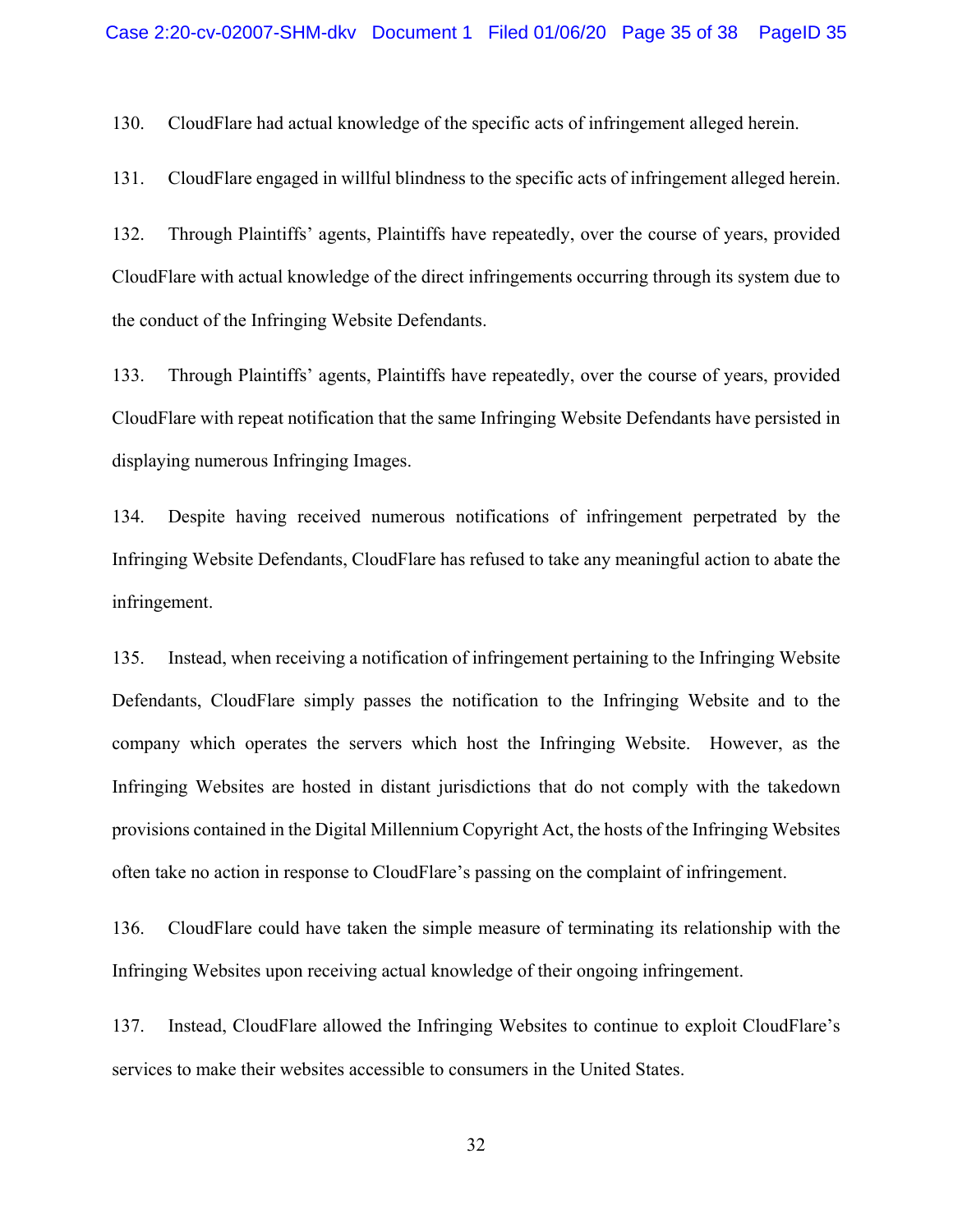130. CloudFlare had actual knowledge of the specific acts of infringement alleged herein.

131. CloudFlare engaged in willful blindness to the specific acts of infringement alleged herein.

132. Through Plaintiffs' agents, Plaintiffs have repeatedly, over the course of years, provided CloudFlare with actual knowledge of the direct infringements occurring through its system due to the conduct of the Infringing Website Defendants.

133. Through Plaintiffs' agents, Plaintiffs have repeatedly, over the course of years, provided CloudFlare with repeat notification that the same Infringing Website Defendants have persisted in displaying numerous Infringing Images.

134. Despite having received numerous notifications of infringement perpetrated by the Infringing Website Defendants, CloudFlare has refused to take any meaningful action to abate the infringement.

135. Instead, when receiving a notification of infringement pertaining to the Infringing Website Defendants, CloudFlare simply passes the notification to the Infringing Website and to the company which operates the servers which host the Infringing Website. However, as the Infringing Websites are hosted in distant jurisdictions that do not comply with the takedown provisions contained in the Digital Millennium Copyright Act, the hosts of the Infringing Websites often take no action in response to CloudFlare's passing on the complaint of infringement.

136. CloudFlare could have taken the simple measure of terminating its relationship with the Infringing Websites upon receiving actual knowledge of their ongoing infringement.

137. Instead, CloudFlare allowed the Infringing Websites to continue to exploit CloudFlare's services to make their websites accessible to consumers in the United States.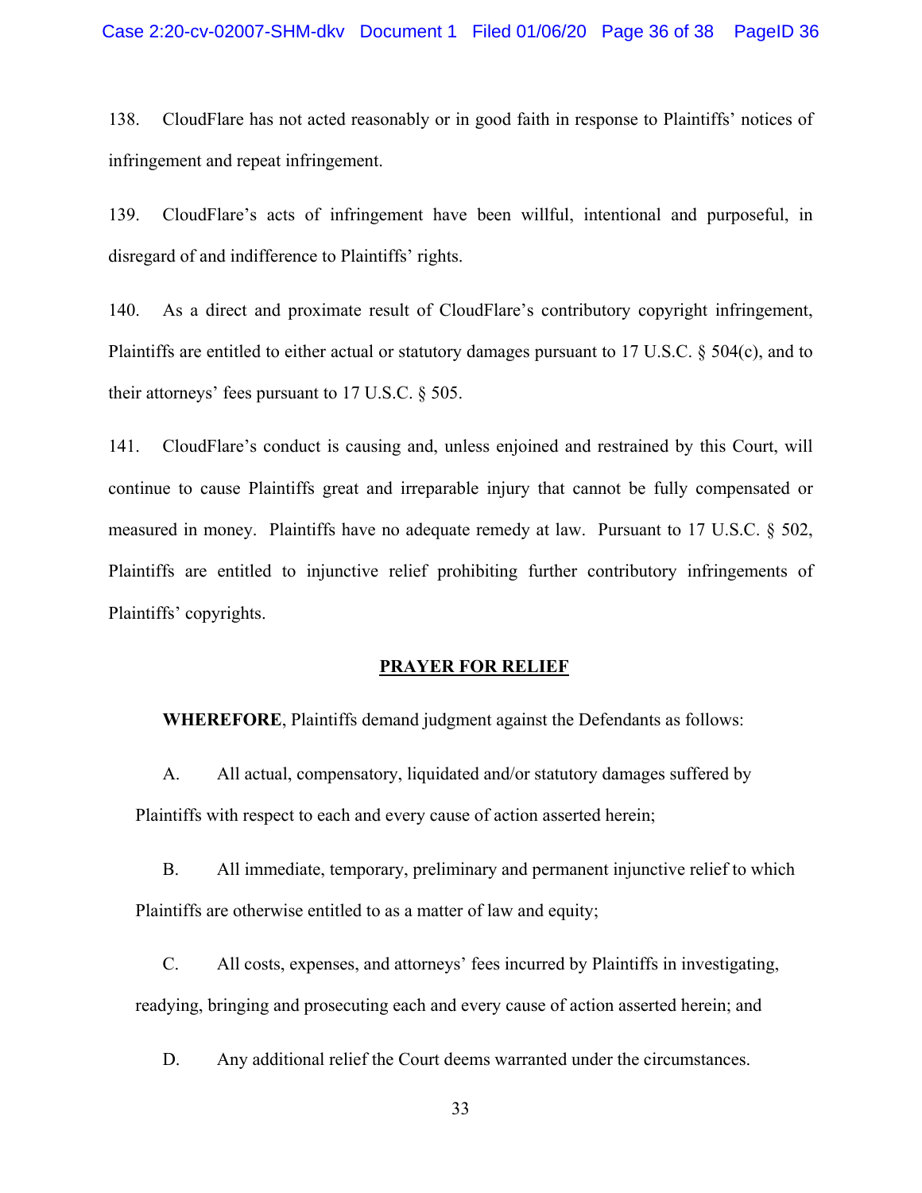138. CloudFlare has not acted reasonably or in good faith in response to Plaintiffs' notices of infringement and repeat infringement.

139. CloudFlare's acts of infringement have been willful, intentional and purposeful, in disregard of and indifference to Plaintiffs' rights.

140. As a direct and proximate result of CloudFlare's contributory copyright infringement, Plaintiffs are entitled to either actual or statutory damages pursuant to 17 U.S.C. § 504(c), and to their attorneys' fees pursuant to 17 U.S.C. § 505.

141. CloudFlare's conduct is causing and, unless enjoined and restrained by this Court, will continue to cause Plaintiffs great and irreparable injury that cannot be fully compensated or measured in money. Plaintiffs have no adequate remedy at law. Pursuant to 17 U.S.C. § 502, Plaintiffs are entitled to injunctive relief prohibiting further contributory infringements of Plaintiffs' copyrights.

## PRAYER FOR RELIEF

**WHEREFORE**, Plaintiffs demand judgment against the Defendants as follows:

A. All actual, compensatory, liquidated and/or statutory damages suffered by Plaintiffs with respect to each and every cause of action asserted herein;

B. All immediate, temporary, preliminary and permanent injunctive relief to which Plaintiffs are otherwise entitled to as a matter of law and equity;

C. All costs, expenses, and attorneys' fees incurred by Plaintiffs in investigating, readying, bringing and prosecuting each and every cause of action asserted herein; and

D. Any additional relief the Court deems warranted under the circumstances.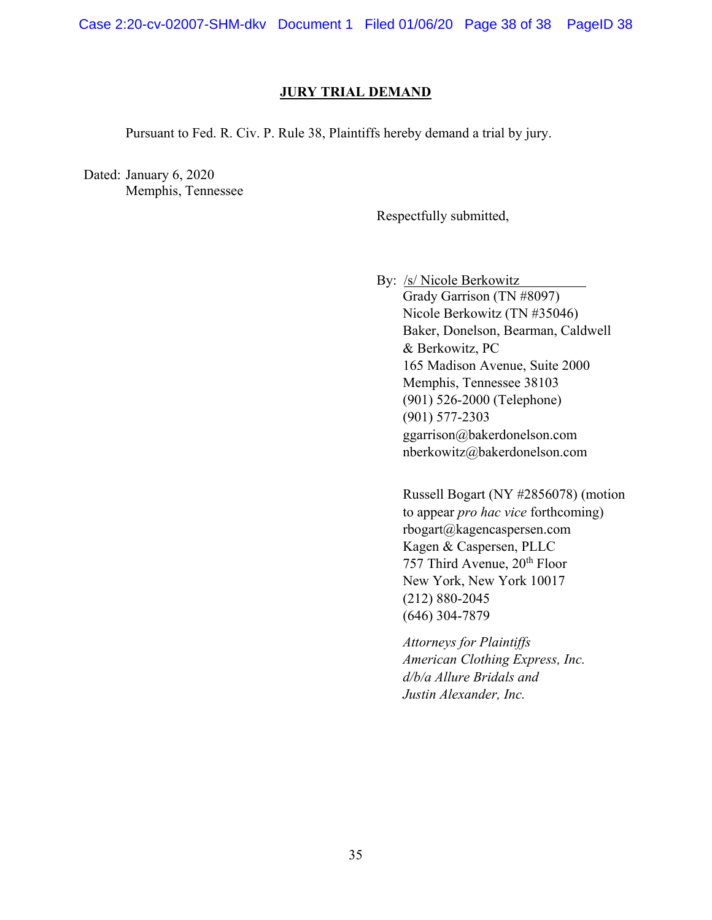**JURY TRIAL DEMAND**

Pursuant to Fed. R. Civ. P. Rule 38, Plaintiffs hereby demand a trial by jury.

Dated: January 6, 2020
Memphis, Tennessee

Respectfully submitted,

By: /s/ Nicole Berkowitz
Grady Garrison (TN #8097)
Nicole Berkowitz (TN #35046)
Baker, Donelson, Bearman, Caldwell & Berkowitz, PC
165 Madison Avenue, Suite 2000
Memphis, Tennessee 38103
(901) 526-2000 (Telephone)
(901) 577-2303
ggarrison@bakerdonelson.com
nberkowitz@bakerdonelson.com

Russell Bogart (NY #2856078) (motion to appear *pro hac vice* forthcoming)
rbogart@kagencaspersen.com
Kagen & Caspersen, PLLC
757 Third Avenue, 20th Floor
New York, New York 10017
(212) 880-2045
(646) 304-7879

*Attorneys for Plaintiffs American Clothing Express, Inc. d/b/a Allure Bridals and Justin Alexander, Inc.*